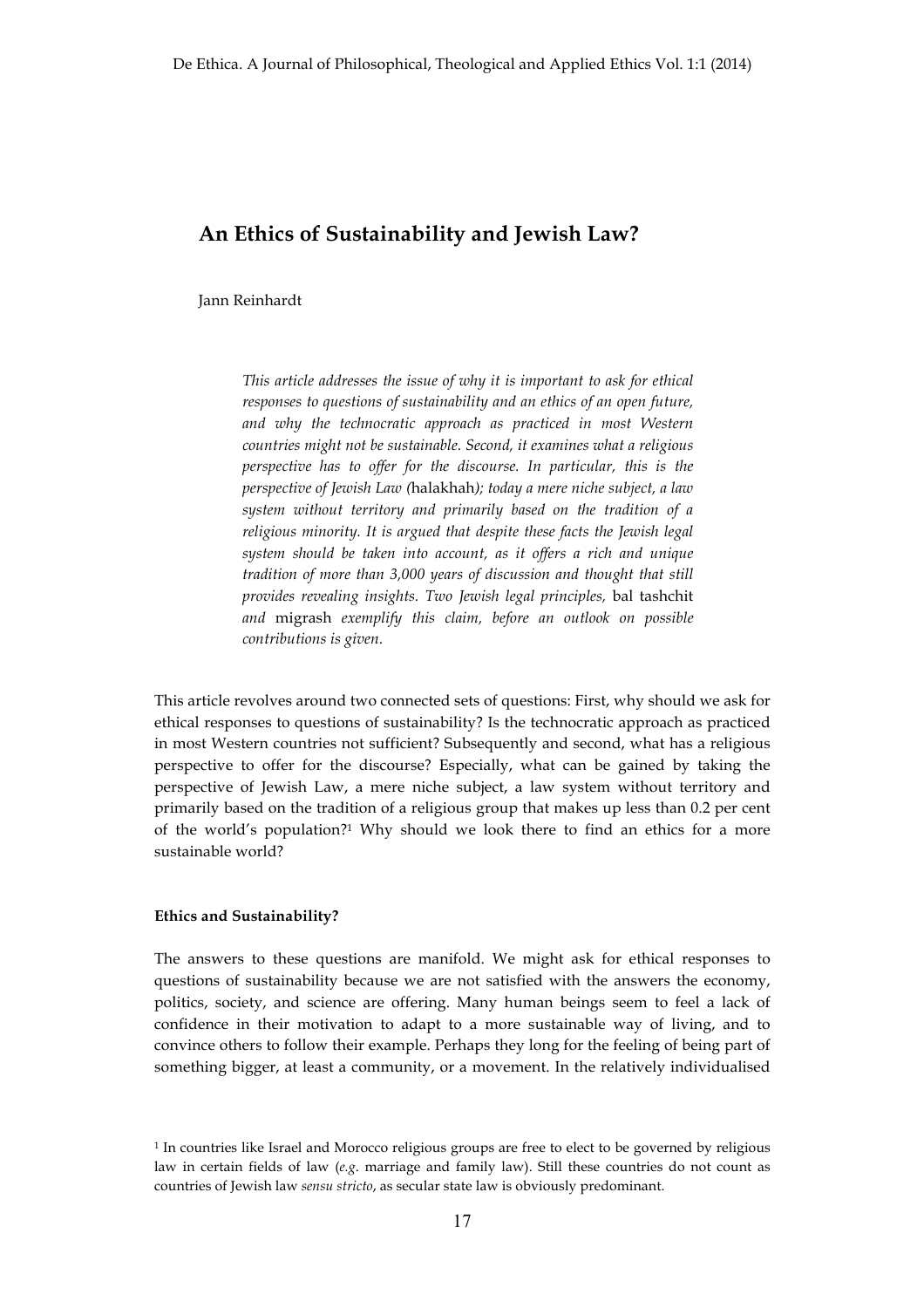# An Ethics of Sustainability and Jewish Law?

Jann Reinhardt

> *This article addresses the issue of why it is important to ask for ethical responses to questions of sustainability and an ethics of an open future, and why the technocratic approach as practiced in most Western countries might not be sustainable. Second, it examines what a religious perspective has to offer for the discourse. In particular, this is the perspective of Jewish Law (*halakhah*); today a mere niche subject, a law system without territory and primarily based on the tradition of a religious minority. It is argued that despite these facts the Jewish legal system should be taken into account, as it offers a rich and unique tradition of more than 3,000 years of discussion and thought that still provides revealing insights. Two Jewish legal principles,* bal tashchit *and* migrash *exemplify this claim, before an outlook on possible contributions is given.*

This article revolves around two connected sets of questions: First, why should we ask for ethical responses to questions of sustainability? Is the technocratic approach as practiced in most Western countries not sufficient? Subsequently and second, what has a religious perspective to offer for the discourse? Especially, what can be gained by taking the perspective of Jewish Law, a mere niche subject, a law system without territory and primarily based on the tradition of a religious group that makes up less than 0.2 per cent of the world's population?[1] Why should we look there to find an ethics for a more sustainable world?

### Ethics and Sustainability?

The answers to these questions are manifold. We might ask for ethical responses to questions of sustainability because we are not satisfied with the answers the economy, politics, society, and science are offering. Many human beings seem to feel a lack of confidence in their motivation to adapt to a more sustainable way of living, and to convince others to follow their example. Perhaps they long for the feeling of being part of something bigger, at least a community, or a movement. In the relatively individualised

[1] In countries like Israel and Morocco religious groups are free to elect to be governed by religious law in certain fields of law (*e.g.* marriage and family law). Still these countries do not count as countries of Jewish law *sensu stricto*, as secular state law is obviously predominant.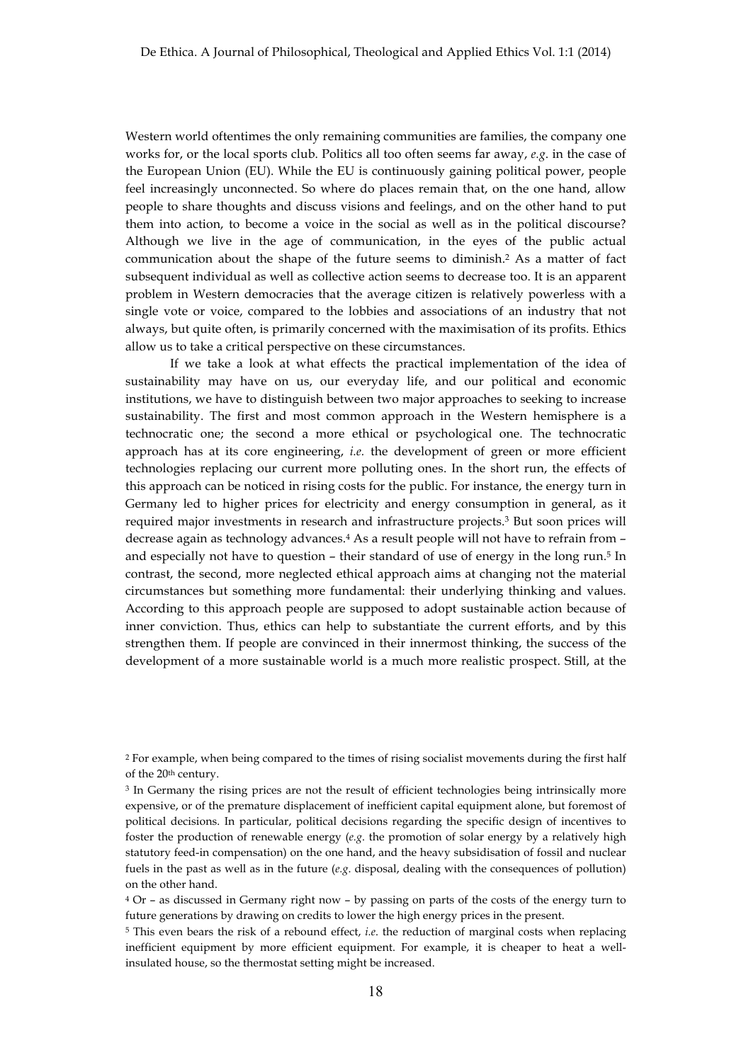Western world oftentimes the only remaining communities are families, the company one works for, or the local sports club. Politics all too often seems far away, *e.g.* in the case of the European Union (EU). While the EU is continuously gaining political power, people feel increasingly unconnected. So where do places remain that, on the one hand, allow people to share thoughts and discuss visions and feelings, and on the other hand to put them into action, to become a voice in the social as well as in the political discourse? Although we live in the age of communication, in the eyes of the public actual communication about the shape of the future seems to diminish.[2] As a matter of fact subsequent individual as well as collective action seems to decrease too. It is an apparent problem in Western democracies that the average citizen is relatively powerless with a single vote or voice, compared to the lobbies and associations of an industry that not always, but quite often, is primarily concerned with the maximisation of its profits. Ethics allow us to take a critical perspective on these circumstances.

If we take a look at what effects the practical implementation of the idea of sustainability may have on us, our everyday life, and our political and economic institutions, we have to distinguish between two major approaches to seeking to increase sustainability. The first and most common approach in the Western hemisphere is a technocratic one; the second a more ethical or psychological one. The technocratic approach has at its core engineering, *i.e.* the development of green or more efficient technologies replacing our current more polluting ones. In the short run, the effects of this approach can be noticed in rising costs for the public. For instance, the energy turn in Germany led to higher prices for electricity and energy consumption in general, as it required major investments in research and infrastructure projects.[3] But soon prices will decrease again as technology advances.[4] As a result people will not have to refrain from – and especially not have to question – their standard of use of energy in the long run.[5] In contrast, the second, more neglected ethical approach aims at changing not the material circumstances but something more fundamental: their underlying thinking and values. According to this approach people are supposed to adopt sustainable action because of inner conviction. Thus, ethics can help to substantiate the current efforts, and by this strengthen them. If people are convinced in their innermost thinking, the success of the development of a more sustainable world is a much more realistic prospect. Still, at the

---

[2] For example, when being compared to the times of rising socialist movements during the first half of the 20th century.

[3] In Germany the rising prices are not the result of efficient technologies being intrinsically more expensive, or of the premature displacement of inefficient capital equipment alone, but foremost of political decisions. In particular, political decisions regarding the specific design of incentives to foster the production of renewable energy (*e.g.* the promotion of solar energy by a relatively high statutory feed-in compensation) on the one hand, and the heavy subsidisation of fossil and nuclear fuels in the past as well as in the future (*e.g.* disposal, dealing with the consequences of pollution) on the other hand.

[4] Or – as discussed in Germany right now – by passing on parts of the costs of the energy turn to future generations by drawing on credits to lower the high energy prices in the present.

[5] This even bears the risk of a rebound effect, *i.e.* the reduction of marginal costs when replacing inefficient equipment by more efficient equipment. For example, it is cheaper to heat a well-insulated house, so the thermostat setting might be increased.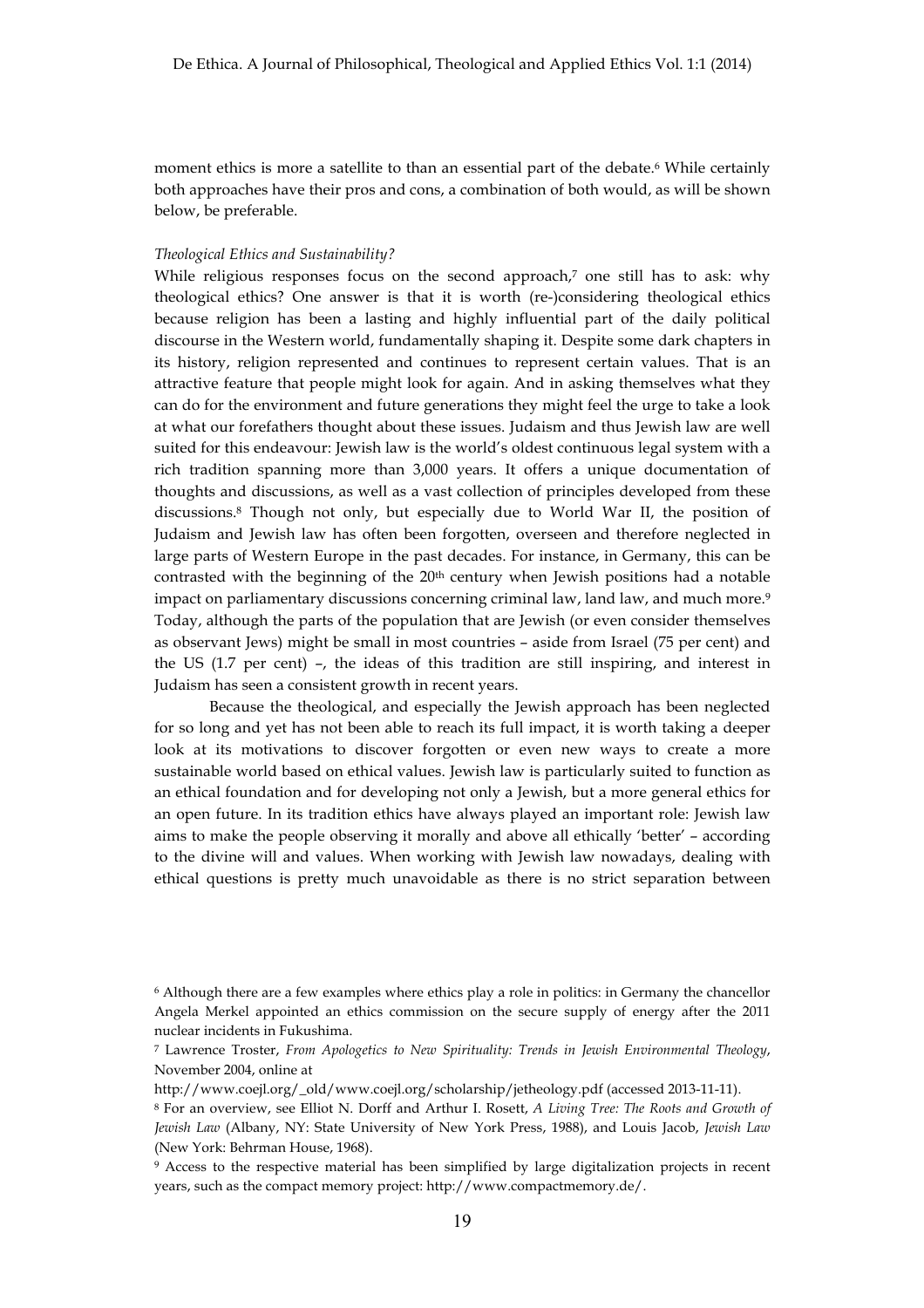moment ethics is more a satellite to than an essential part of the debate.[6] While certainly both approaches have their pros and cons, a combination of both would, as will be shown below, be preferable.

*Theological Ethics and Sustainability?*

While religious responses focus on the second approach,[7] one still has to ask: why theological ethics? One answer is that it is worth (re-)considering theological ethics because religion has been a lasting and highly influential part of the daily political discourse in the Western world, fundamentally shaping it. Despite some dark chapters in its history, religion represented and continues to represent certain values. That is an attractive feature that people might look for again. And in asking themselves what they can do for the environment and future generations they might feel the urge to take a look at what our forefathers thought about these issues. Judaism and thus Jewish law are well suited for this endeavour: Jewish law is the world's oldest continuous legal system with a rich tradition spanning more than 3,000 years. It offers a unique documentation of thoughts and discussions, as well as a vast collection of principles developed from these discussions.[8] Though not only, but especially due to World War II, the position of Judaism and Jewish law has often been forgotten, overseen and therefore neglected in large parts of Western Europe in the past decades. For instance, in Germany, this can be contrasted with the beginning of the 20th century when Jewish positions had a notable impact on parliamentary discussions concerning criminal law, land law, and much more.[9] Today, although the parts of the population that are Jewish (or even consider themselves as observant Jews) might be small in most countries – aside from Israel (75 per cent) and the US (1.7 per cent) –, the ideas of this tradition are still inspiring, and interest in Judaism has seen a consistent growth in recent years.

Because the theological, and especially the Jewish approach has been neglected for so long and yet has not been able to reach its full impact, it is worth taking a deeper look at its motivations to discover forgotten or even new ways to create a more sustainable world based on ethical values. Jewish law is particularly suited to function as an ethical foundation and for developing not only a Jewish, but a more general ethics for an open future. In its tradition ethics have always played an important role: Jewish law aims to make the people observing it morally and above all ethically 'better' – according to the divine will and values. When working with Jewish law nowadays, dealing with ethical questions is pretty much unavoidable as there is no strict separation between

[6] Although there are a few examples where ethics play a role in politics: in Germany the chancellor Angela Merkel appointed an ethics commission on the secure supply of energy after the 2011 nuclear incidents in Fukushima.

[7] Lawrence Troster, *From Apologetics to New Spirituality: Trends in Jewish Environmental Theology*, November 2004, online at http://www.coejl.org/_old/www.coejl.org/scholarship/jetheology.pdf (accessed 2013-11-11).

[8] For an overview, see Elliot N. Dorff and Arthur I. Rosett, *A Living Tree: The Roots and Growth of Jewish Law* (Albany, NY: State University of New York Press, 1988), and Louis Jacob, *Jewish Law* (New York: Behrman House, 1968).

[9] Access to the respective material has been simplified by large digitalization projects in recent years, such as the compact memory project: http://www.compactmemory.de/.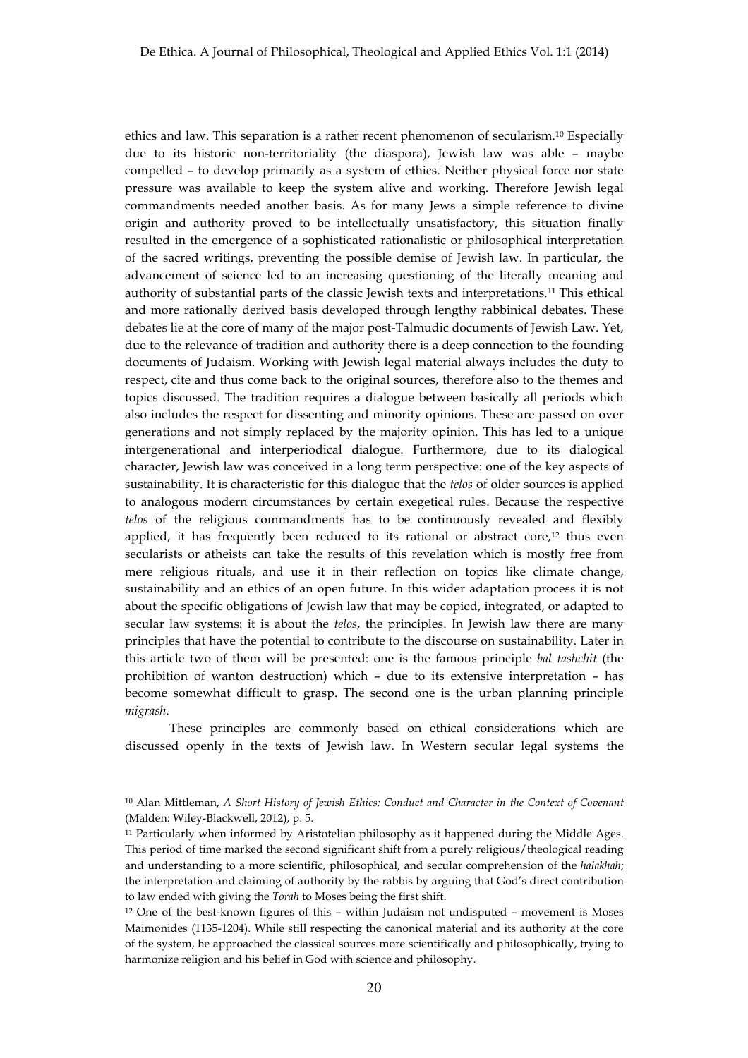ethics and law. This separation is a rather recent phenomenon of secularism.[10] Especially due to its historic non-territoriality (the diaspora), Jewish law was able – maybe compelled – to develop primarily as a system of ethics. Neither physical force nor state pressure was available to keep the system alive and working. Therefore Jewish legal commandments needed another basis. As for many Jews a simple reference to divine origin and authority proved to be intellectually unsatisfactory, this situation finally resulted in the emergence of a sophisticated rationalistic or philosophical interpretation of the sacred writings, preventing the possible demise of Jewish law. In particular, the advancement of science led to an increasing questioning of the literally meaning and authority of substantial parts of the classic Jewish texts and interpretations.[11] This ethical and more rationally derived basis developed through lengthy rabbinical debates. These debates lie at the core of many of the major post-Talmudic documents of Jewish Law. Yet, due to the relevance of tradition and authority there is a deep connection to the founding documents of Judaism. Working with Jewish legal material always includes the duty to respect, cite and thus come back to the original sources, therefore also to the themes and topics discussed. The tradition requires a dialogue between basically all periods which also includes the respect for dissenting and minority opinions. These are passed on over generations and not simply replaced by the majority opinion. This has led to a unique intergenerational and interperiodical dialogue. Furthermore, due to its dialogical character, Jewish law was conceived in a long term perspective: one of the key aspects of sustainability. It is characteristic for this dialogue that the *telos* of older sources is applied to analogous modern circumstances by certain exegetical rules. Because the respective *telos* of the religious commandments has to be continuously revealed and flexibly applied, it has frequently been reduced to its rational or abstract core,[12] thus even secularists or atheists can take the results of this revelation which is mostly free from mere religious rituals, and use it in their reflection on topics like climate change, sustainability and an ethics of an open future. In this wider adaptation process it is not about the specific obligations of Jewish law that may be copied, integrated, or adapted to secular law systems: it is about the *telos*, the principles. In Jewish law there are many principles that have the potential to contribute to the discourse on sustainability. Later in this article two of them will be presented: one is the famous principle *bal tashchit* (the prohibition of wanton destruction) which – due to its extensive interpretation – has become somewhat difficult to grasp. The second one is the urban planning principle *migrash*.

These principles are commonly based on ethical considerations which are discussed openly in the texts of Jewish law. In Western secular legal systems the

[10] Alan Mittleman, *A Short History of Jewish Ethics: Conduct and Character in the Context of Covenant* (Malden: Wiley-Blackwell, 2012), p. 5.

[11] Particularly when informed by Aristotelian philosophy as it happened during the Middle Ages. This period of time marked the second significant shift from a purely religious/theological reading and understanding to a more scientific, philosophical, and secular comprehension of the *halakhah*; the interpretation and claiming of authority by the rabbis by arguing that God's direct contribution to law ended with giving the *Torah* to Moses being the first shift.

[12] One of the best-known figures of this – within Judaism not undisputed – movement is Moses Maimonides (1135-1204). While still respecting the canonical material and its authority at the core of the system, he approached the classical sources more scientifically and philosophically, trying to harmonize religion and his belief in God with science and philosophy.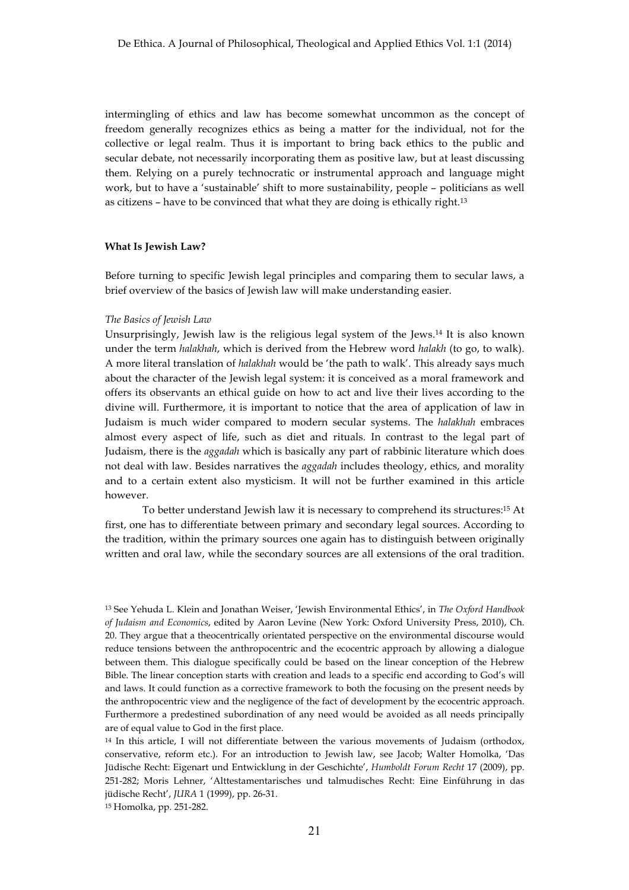intermingling of ethics and law has become somewhat uncommon as the concept of freedom generally recognizes ethics as being a matter for the individual, not for the collective or legal realm. Thus it is important to bring back ethics to the public and secular debate, not necessarily incorporating them as positive law, but at least discussing them. Relying on a purely technocratic or instrumental approach and language might work, but to have a 'sustainable' shift to more sustainability, people – politicians as well as citizens – have to be convinced that what they are doing is ethically right.[13]

### What Is Jewish Law?

Before turning to specific Jewish legal principles and comparing them to secular laws, a brief overview of the basics of Jewish law will make understanding easier.

*The Basics of Jewish Law*

Unsurprisingly, Jewish law is the religious legal system of the Jews.[14] It is also known under the term *halakhah*, which is derived from the Hebrew word *halakh* (to go, to walk). A more literal translation of *halakhah* would be 'the path to walk'. This already says much about the character of the Jewish legal system: it is conceived as a moral framework and offers its observants an ethical guide on how to act and live their lives according to the divine will. Furthermore, it is important to notice that the area of application of law in Judaism is much wider compared to modern secular systems. The *halakhah* embraces almost every aspect of life, such as diet and rituals. In contrast to the legal part of Judaism, there is the *aggadah* which is basically any part of rabbinic literature which does not deal with law. Besides narratives the *aggadah* includes theology, ethics, and morality and to a certain extent also mysticism. It will not be further examined in this article however.

To better understand Jewish law it is necessary to comprehend its structures:[15] At first, one has to differentiate between primary and secondary legal sources. According to the tradition, within the primary sources one again has to distinguish between originally written and oral law, while the secondary sources are all extensions of the oral tradition.

---

[13] See Yehuda L. Klein and Jonathan Weiser, 'Jewish Environmental Ethics', in *The Oxford Handbook of Judaism and Economics*, edited by Aaron Levine (New York: Oxford University Press, 2010), Ch. 20. They argue that a theocentrically orientated perspective on the environmental discourse would reduce tensions between the anthropocentric and the ecocentric approach by allowing a dialogue between them. This dialogue specifically could be based on the linear conception of the Hebrew Bible. The linear conception starts with creation and leads to a specific end according to God's will and laws. It could function as a corrective framework to both the focusing on the present needs by the anthropocentric view and the negligence of the fact of development by the ecocentric approach. Furthermore a predestined subordination of any need would be avoided as all needs principally are of equal value to God in the first place.

[14] In this article, I will not differentiate between the various movements of Judaism (orthodox, conservative, reform etc.). For an introduction to Jewish law, see Jacob; Walter Homolka, 'Das Jüdische Recht: Eigenart und Entwicklung in der Geschichte', *Humboldt Forum Recht* 17 (2009), pp. 251-282; Moris Lehner, 'Alttestamentarisches und talmudisches Recht: Eine Einführung in das jüdische Recht', *JURA* 1 (1999), pp. 26-31.

[15] Homolka, pp. 251-282.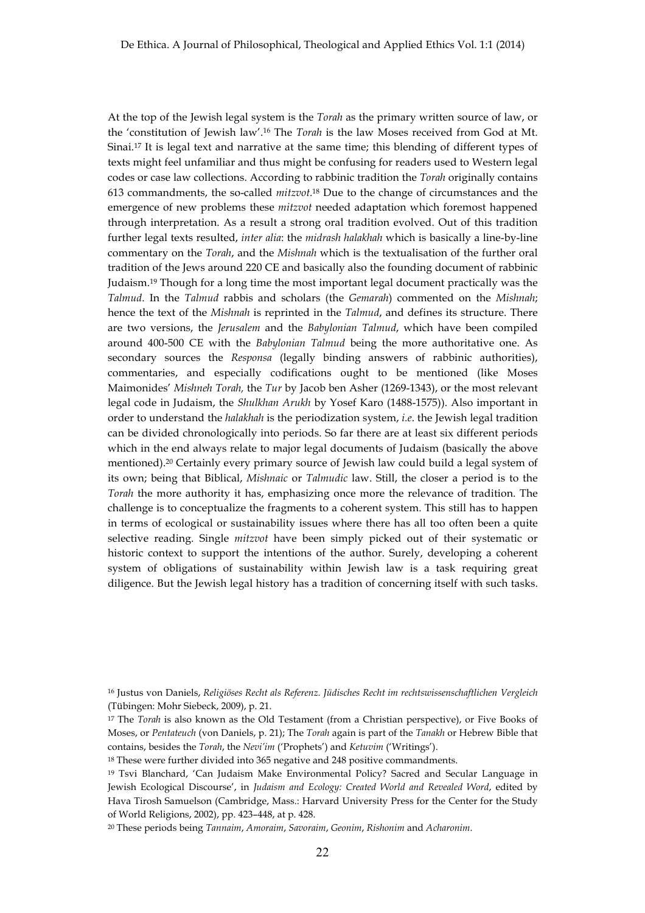At the top of the Jewish legal system is the *Torah* as the primary written source of law, or the 'constitution of Jewish law'.[16] The *Torah* is the law Moses received from God at Mt. Sinai.[17] It is legal text and narrative at the same time; this blending of different types of texts might feel unfamiliar and thus might be confusing for readers used to Western legal codes or case law collections. According to rabbinic tradition the *Torah* originally contains 613 commandments, the so-called *mitzvot*.[18] Due to the change of circumstances and the emergence of new problems these *mitzvot* needed adaptation which foremost happened through interpretation. As a result a strong oral tradition evolved. Out of this tradition further legal texts resulted, *inter alia*: the *midrash halakhah* which is basically a line-by-line commentary on the *Torah*, and the *Mishnah* which is the textualisation of the further oral tradition of the Jews around 220 CE and basically also the founding document of rabbinic Judaism.[19] Though for a long time the most important legal document practically was the *Talmud*. In the *Talmud* rabbis and scholars (the *Gemarah*) commented on the *Mishnah*; hence the text of the *Mishnah* is reprinted in the *Talmud*, and defines its structure. There are two versions, the *Jerusalem* and the *Babylonian Talmud*, which have been compiled around 400-500 CE with the *Babylonian Talmud* being the more authoritative one. As secondary sources the *Responsa* (legally binding answers of rabbinic authorities), commentaries, and especially codifications ought to be mentioned (like Moses Maimonides' *Mishneh Torah,* the *Tur* by Jacob ben Asher (1269-1343), or the most relevant legal code in Judaism, the *Shulkhan Arukh* by Yosef Karo (1488-1575)). Also important in order to understand the *halakhah* is the periodization system, *i.e*. the Jewish legal tradition can be divided chronologically into periods. So far there are at least six different periods which in the end always relate to major legal documents of Judaism (basically the above mentioned).[20] Certainly every primary source of Jewish law could build a legal system of its own; being that Biblical, *Mishnaic* or *Talmudic* law. Still, the closer a period is to the *Torah* the more authority it has, emphasizing once more the relevance of tradition. The challenge is to conceptualize the fragments to a coherent system. This still has to happen in terms of ecological or sustainability issues where there has all too often been a quite selective reading. Single *mitzvot* have been simply picked out of their systematic or historic context to support the intentions of the author. Surely, developing a coherent system of obligations of sustainability within Jewish law is a task requiring great diligence. But the Jewish legal history has a tradition of concerning itself with such tasks.

---

[16] Justus von Daniels, *Religiöses Recht als Referenz. Jüdisches Recht im rechtswissenschaftlichen Vergleich* (Tübingen: Mohr Siebeck, 2009), p. 21.

[17] The *Torah* is also known as the Old Testament (from a Christian perspective), or Five Books of Moses, or *Pentateuch* (von Daniels, p. 21); The *Torah* again is part of the *Tanakh* or Hebrew Bible that contains, besides the *Torah*, the *Nevi'im* ('Prophets') and *Ketuvim* ('Writings').

[18] These were further divided into 365 negative and 248 positive commandments.

[19] Tsvi Blanchard, 'Can Judaism Make Environmental Policy? Sacred and Secular Language in Jewish Ecological Discourse', in *Judaism and Ecology: Created World and Revealed Word*, edited by Hava Tirosh Samuelson (Cambridge, Mass.: Harvard University Press for the Center for the Study of World Religions, 2002), pp. 423–448, at p. 428.

[20] These periods being *Tannaim*, *Amoraim*, *Savoraim*, *Geonim*, *Rishonim* and *Acharonim*.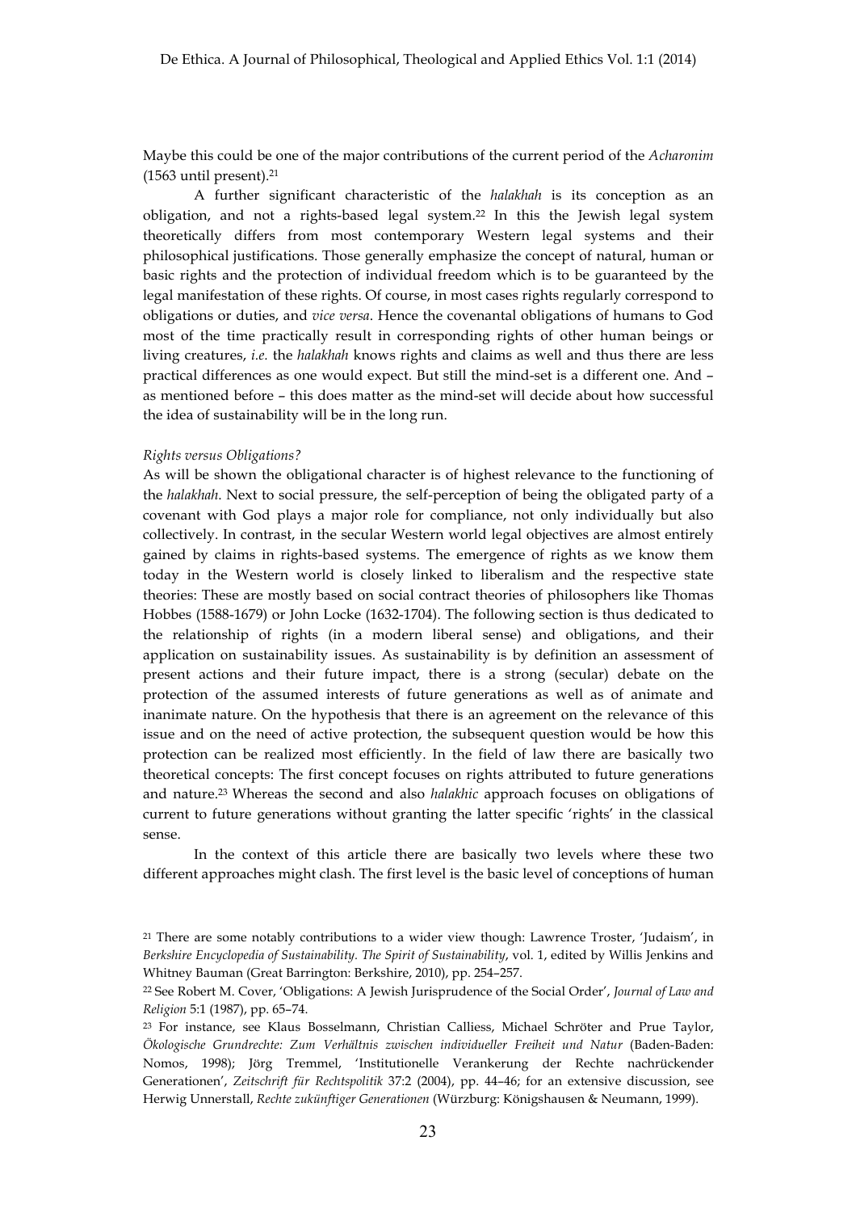Maybe this could be one of the major contributions of the current period of the *Acharonim* (1563 until present).[21]

A further significant characteristic of the *halakhah* is its conception as an obligation, and not a rights-based legal system.[22] In this the Jewish legal system theoretically differs from most contemporary Western legal systems and their philosophical justifications. Those generally emphasize the concept of natural, human or basic rights and the protection of individual freedom which is to be guaranteed by the legal manifestation of these rights. Of course, in most cases rights regularly correspond to obligations or duties, and *vice versa*. Hence the covenantal obligations of humans to God most of the time practically result in corresponding rights of other human beings or living creatures, *i.e.* the *halakhah* knows rights and claims as well and thus there are less practical differences as one would expect. But still the mind-set is a different one. And – as mentioned before – this does matter as the mind-set will decide about how successful the idea of sustainability will be in the long run.

*Rights versus Obligations?*

As will be shown the obligational character is of highest relevance to the functioning of the *halakhah*. Next to social pressure, the self-perception of being the obligated party of a covenant with God plays a major role for compliance, not only individually but also collectively. In contrast, in the secular Western world legal objectives are almost entirely gained by claims in rights-based systems. The emergence of rights as we know them today in the Western world is closely linked to liberalism and the respective state theories: These are mostly based on social contract theories of philosophers like Thomas Hobbes (1588-1679) or John Locke (1632-1704). The following section is thus dedicated to the relationship of rights (in a modern liberal sense) and obligations, and their application on sustainability issues. As sustainability is by definition an assessment of present actions and their future impact, there is a strong (secular) debate on the protection of the assumed interests of future generations as well as of animate and inanimate nature. On the hypothesis that there is an agreement on the relevance of this issue and on the need of active protection, the subsequent question would be how this protection can be realized most efficiently. In the field of law there are basically two theoretical concepts: The first concept focuses on rights attributed to future generations and nature.[23] Whereas the second and also *halakhic* approach focuses on obligations of current to future generations without granting the latter specific 'rights' in the classical sense.

In the context of this article there are basically two levels where these two different approaches might clash. The first level is the basic level of conceptions of human

---

[21] There are some notably contributions to a wider view though: Lawrence Troster, 'Judaism', in *Berkshire Encyclopedia of Sustainability. The Spirit of Sustainability*, vol. 1, edited by Willis Jenkins and Whitney Bauman (Great Barrington: Berkshire, 2010), pp. 254–257.

[22] See Robert M. Cover, 'Obligations: A Jewish Jurisprudence of the Social Order', *Journal of Law and Religion* 5:1 (1987), pp. 65–74.

[23] For instance, see Klaus Bosselmann, Christian Calliess, Michael Schröter and Prue Taylor, *Ökologische Grundrechte: Zum Verhältnis zwischen individueller Freiheit und Natur* (Baden-Baden: Nomos, 1998); Jörg Tremmel, 'Institutionelle Verankerung der Rechte nachrückender Generationen', *Zeitschrift für Rechtspolitik* 37:2 (2004), pp. 44–46; for an extensive discussion, see Herwig Unnerstall, *Rechte zukünftiger Generationen* (Würzburg: Königshausen & Neumann, 1999).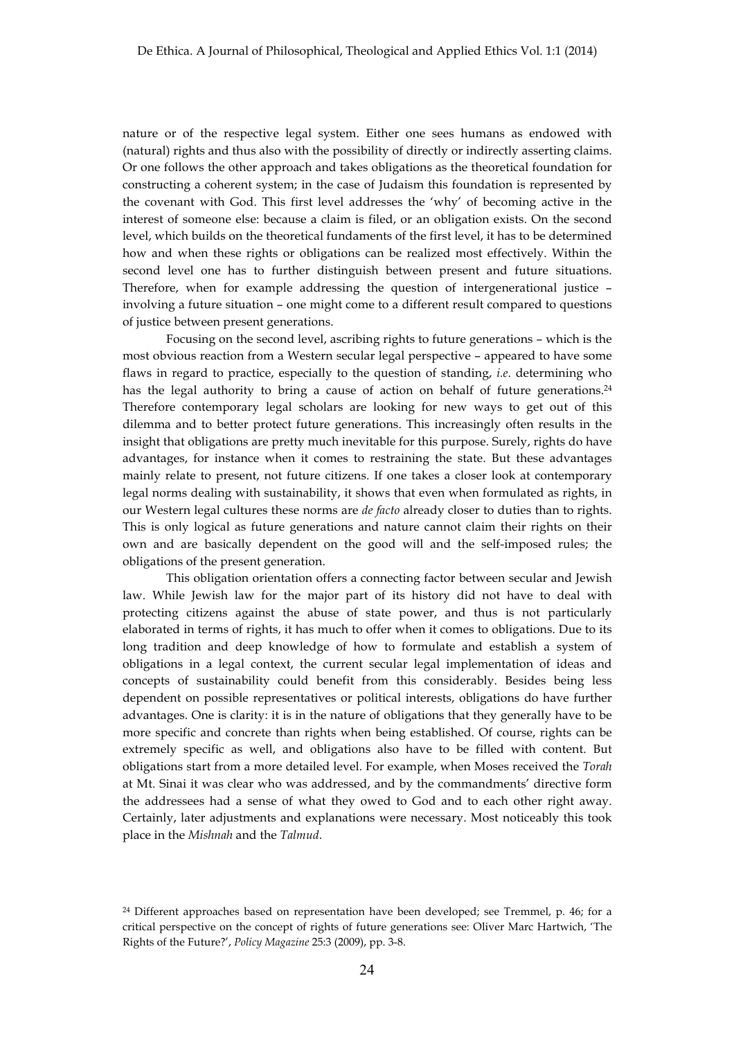nature or of the respective legal system. Either one sees humans as endowed with (natural) rights and thus also with the possibility of directly or indirectly asserting claims. Or one follows the other approach and takes obligations as the theoretical foundation for constructing a coherent system; in the case of Judaism this foundation is represented by the covenant with God. This first level addresses the 'why' of becoming active in the interest of someone else: because a claim is filed, or an obligation exists. On the second level, which builds on the theoretical fundaments of the first level, it has to be determined how and when these rights or obligations can be realized most effectively. Within the second level one has to further distinguish between present and future situations. Therefore, when for example addressing the question of intergenerational justice – involving a future situation – one might come to a different result compared to questions of justice between present generations.

Focusing on the second level, ascribing rights to future generations – which is the most obvious reaction from a Western secular legal perspective – appeared to have some flaws in regard to practice, especially to the question of standing, *i.e.* determining who has the legal authority to bring a cause of action on behalf of future generations.[24] Therefore contemporary legal scholars are looking for new ways to get out of this dilemma and to better protect future generations. This increasingly often results in the insight that obligations are pretty much inevitable for this purpose. Surely, rights do have advantages, for instance when it comes to restraining the state. But these advantages mainly relate to present, not future citizens. If one takes a closer look at contemporary legal norms dealing with sustainability, it shows that even when formulated as rights, in our Western legal cultures these norms are *de facto* already closer to duties than to rights. This is only logical as future generations and nature cannot claim their rights on their own and are basically dependent on the good will and the self-imposed rules; the obligations of the present generation.

This obligation orientation offers a connecting factor between secular and Jewish law. While Jewish law for the major part of its history did not have to deal with protecting citizens against the abuse of state power, and thus is not particularly elaborated in terms of rights, it has much to offer when it comes to obligations. Due to its long tradition and deep knowledge of how to formulate and establish a system of obligations in a legal context, the current secular legal implementation of ideas and concepts of sustainability could benefit from this considerably. Besides being less dependent on possible representatives or political interests, obligations do have further advantages. One is clarity: it is in the nature of obligations that they generally have to be more specific and concrete than rights when being established. Of course, rights can be extremely specific as well, and obligations also have to be filled with content. But obligations start from a more detailed level. For example, when Moses received the *Torah* at Mt. Sinai it was clear who was addressed, and by the commandments' directive form the addressees had a sense of what they owed to God and to each other right away. Certainly, later adjustments and explanations were necessary. Most noticeably this took place in the *Mishnah* and the *Talmud*.

[24] Different approaches based on representation have been developed; see Tremmel, p. 46; for a critical perspective on the concept of rights of future generations see: Oliver Marc Hartwich, 'The Rights of the Future?', *Policy Magazine* 25:3 (2009), pp. 3-8.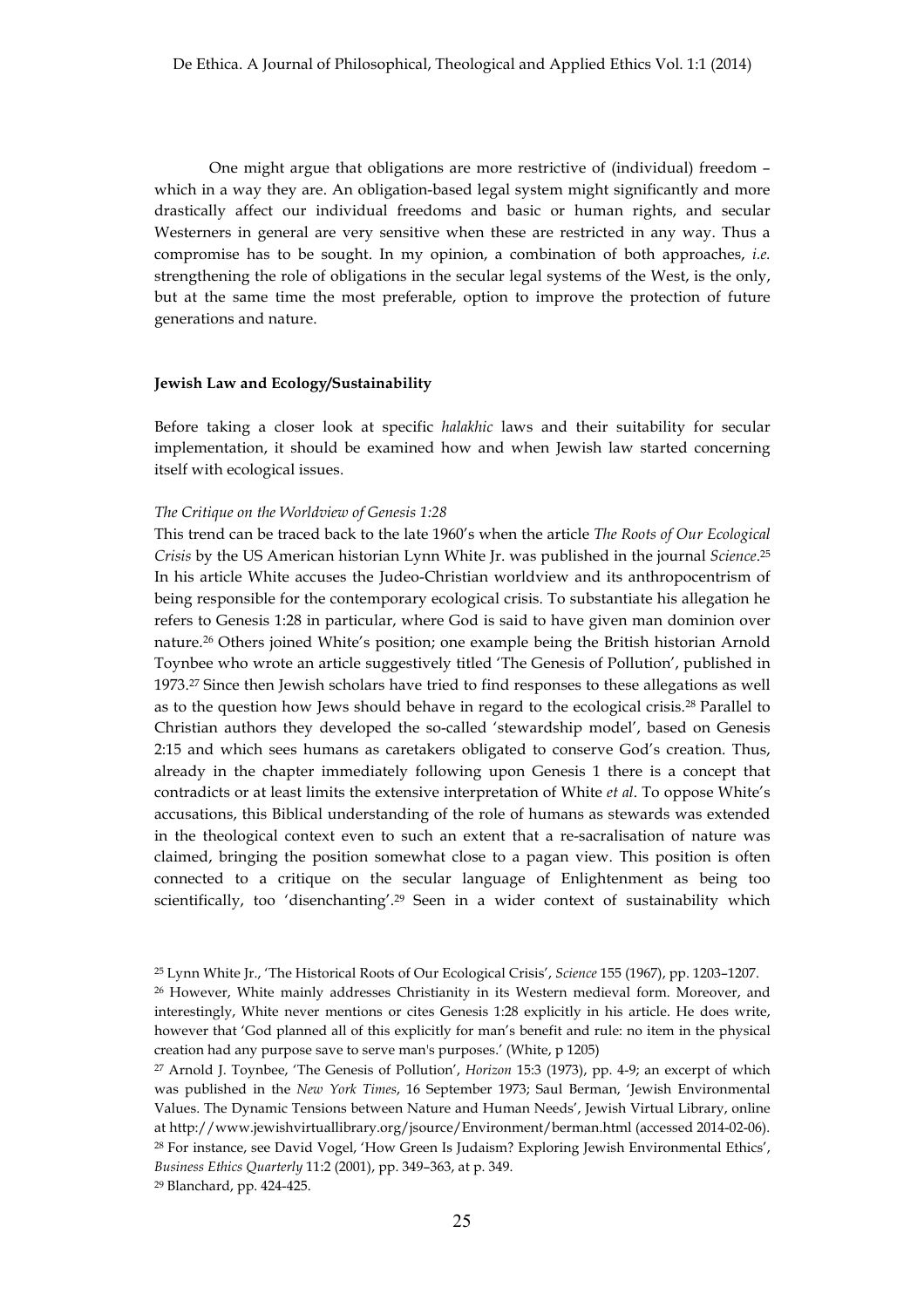One might argue that obligations are more restrictive of (individual) freedom – which in a way they are. An obligation-based legal system might significantly and more drastically affect our individual freedoms and basic or human rights, and secular Westerners in general are very sensitive when these are restricted in any way. Thus a compromise has to be sought. In my opinion, a combination of both approaches, *i.e.* strengthening the role of obligations in the secular legal systems of the West, is the only, but at the same time the most preferable, option to improve the protection of future generations and nature.

### Jewish Law and Ecology/Sustainability

Before taking a closer look at specific *halakhic* laws and their suitability for secular implementation, it should be examined how and when Jewish law started concerning itself with ecological issues.

#### *The Critique on the Worldview of Genesis 1:28*

This trend can be traced back to the late 1960's when the article *The Roots of Our Ecological Crisis* by the US American historian Lynn White Jr. was published in the journal *Science*.[25] In his article White accuses the Judeo-Christian worldview and its anthropocentrism of being responsible for the contemporary ecological crisis. To substantiate his allegation he refers to Genesis 1:28 in particular, where God is said to have given man dominion over nature.[26] Others joined White's position; one example being the British historian Arnold Toynbee who wrote an article suggestively titled 'The Genesis of Pollution', published in 1973.[27] Since then Jewish scholars have tried to find responses to these allegations as well as to the question how Jews should behave in regard to the ecological crisis.[28] Parallel to Christian authors they developed the so-called 'stewardship model', based on Genesis 2:15 and which sees humans as caretakers obligated to conserve God's creation. Thus, already in the chapter immediately following upon Genesis 1 there is a concept that contradicts or at least limits the extensive interpretation of White *et al*. To oppose White's accusations, this Biblical understanding of the role of humans as stewards was extended in the theological context even to such an extent that a re-sacralisation of nature was claimed, bringing the position somewhat close to a pagan view. This position is often connected to a critique on the secular language of Enlightenment as being too scientifically, too 'disenchanting'.[29] Seen in a wider context of sustainability which

---

[25] Lynn White Jr., 'The Historical Roots of Our Ecological Crisis', *Science* 155 (1967), pp. 1203–1207.

[26] However, White mainly addresses Christianity in its Western medieval form. Moreover, and interestingly, White never mentions or cites Genesis 1:28 explicitly in his article. He does write, however that 'God planned all of this explicitly for man's benefit and rule: no item in the physical creation had any purpose save to serve man's purposes.' (White, p 1205)

[27] Arnold J. Toynbee, 'The Genesis of Pollution', *Horizon* 15:3 (1973), pp. 4-9; an excerpt of which was published in the *New York Times*, 16 September 1973; Saul Berman, 'Jewish Environmental Values. The Dynamic Tensions between Nature and Human Needs', Jewish Virtual Library, online at http://www.jewishvirtuallibrary.org/jsource/Environment/berman.html (accessed 2014-02-06).

[28] For instance, see David Vogel, 'How Green Is Judaism? Exploring Jewish Environmental Ethics', *Business Ethics Quarterly* 11:2 (2001), pp. 349–363, at p. 349.

[29] Blanchard, pp. 424-425.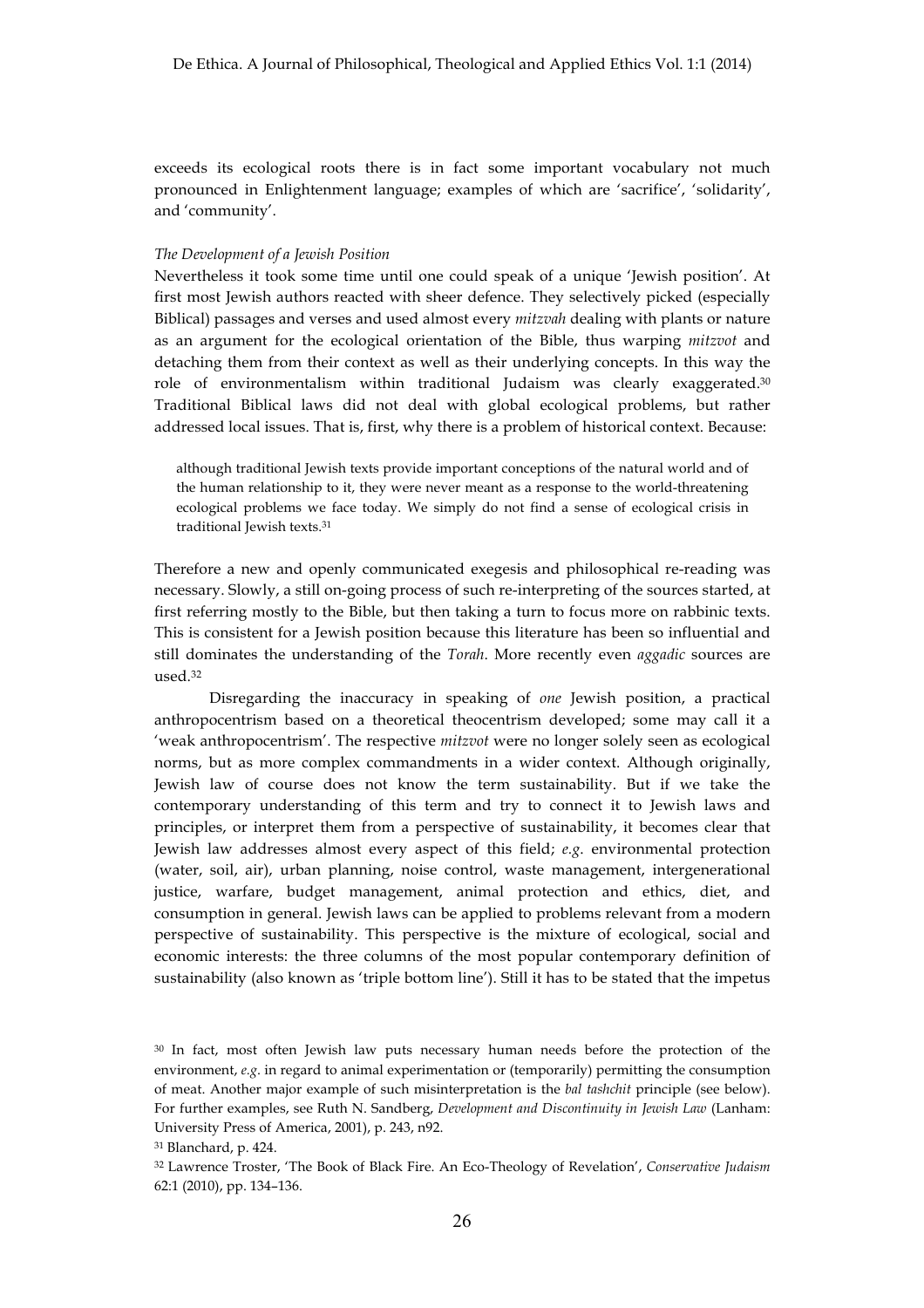exceeds its ecological roots there is in fact some important vocabulary not much pronounced in Enlightenment language; examples of which are 'sacrifice', 'solidarity', and 'community'.

*The Development of a Jewish Position*

Nevertheless it took some time until one could speak of a unique 'Jewish position'. At first most Jewish authors reacted with sheer defence. They selectively picked (especially Biblical) passages and verses and used almost every *mitzvah* dealing with plants or nature as an argument for the ecological orientation of the Bible, thus warping *mitzvot* and detaching them from their context as well as their underlying concepts. In this way the role of environmentalism within traditional Judaism was clearly exaggerated.[30] Traditional Biblical laws did not deal with global ecological problems, but rather addressed local issues. That is, first, why there is a problem of historical context. Because:

> although traditional Jewish texts provide important conceptions of the natural world and of the human relationship to it, they were never meant as a response to the world-threatening ecological problems we face today. We simply do not find a sense of ecological crisis in traditional Jewish texts.[31]

Therefore a new and openly communicated exegesis and philosophical re-reading was necessary. Slowly, a still on-going process of such re-interpreting of the sources started, at first referring mostly to the Bible, but then taking a turn to focus more on rabbinic texts. This is consistent for a Jewish position because this literature has been so influential and still dominates the understanding of the *Torah*. More recently even *aggadic* sources are used.[32]

Disregarding the inaccuracy in speaking of *one* Jewish position, a practical anthropocentrism based on a theoretical theocentrism developed; some may call it a 'weak anthropocentrism'. The respective *mitzvot* were no longer solely seen as ecological norms, but as more complex commandments in a wider context. Although originally, Jewish law of course does not know the term sustainability. But if we take the contemporary understanding of this term and try to connect it to Jewish laws and principles, or interpret them from a perspective of sustainability, it becomes clear that Jewish law addresses almost every aspect of this field; *e.g.* environmental protection (water, soil, air), urban planning, noise control, waste management, intergenerational justice, warfare, budget management, animal protection and ethics, diet, and consumption in general. Jewish laws can be applied to problems relevant from a modern perspective of sustainability. This perspective is the mixture of ecological, social and economic interests: the three columns of the most popular contemporary definition of sustainability (also known as 'triple bottom line'). Still it has to be stated that the impetus

---

[30] In fact, most often Jewish law puts necessary human needs before the protection of the environment, *e.g.* in regard to animal experimentation or (temporarily) permitting the consumption of meat. Another major example of such misinterpretation is the *bal tashchit* principle (see below). For further examples, see Ruth N. Sandberg, *Development and Discontinuity in Jewish Law* (Lanham: University Press of America, 2001), p. 243, n92.

[31] Blanchard, p. 424.

[32] Lawrence Troster, 'The Book of Black Fire. An Eco-Theology of Revelation', *Conservative Judaism* 62:1 (2010), pp. 134–136.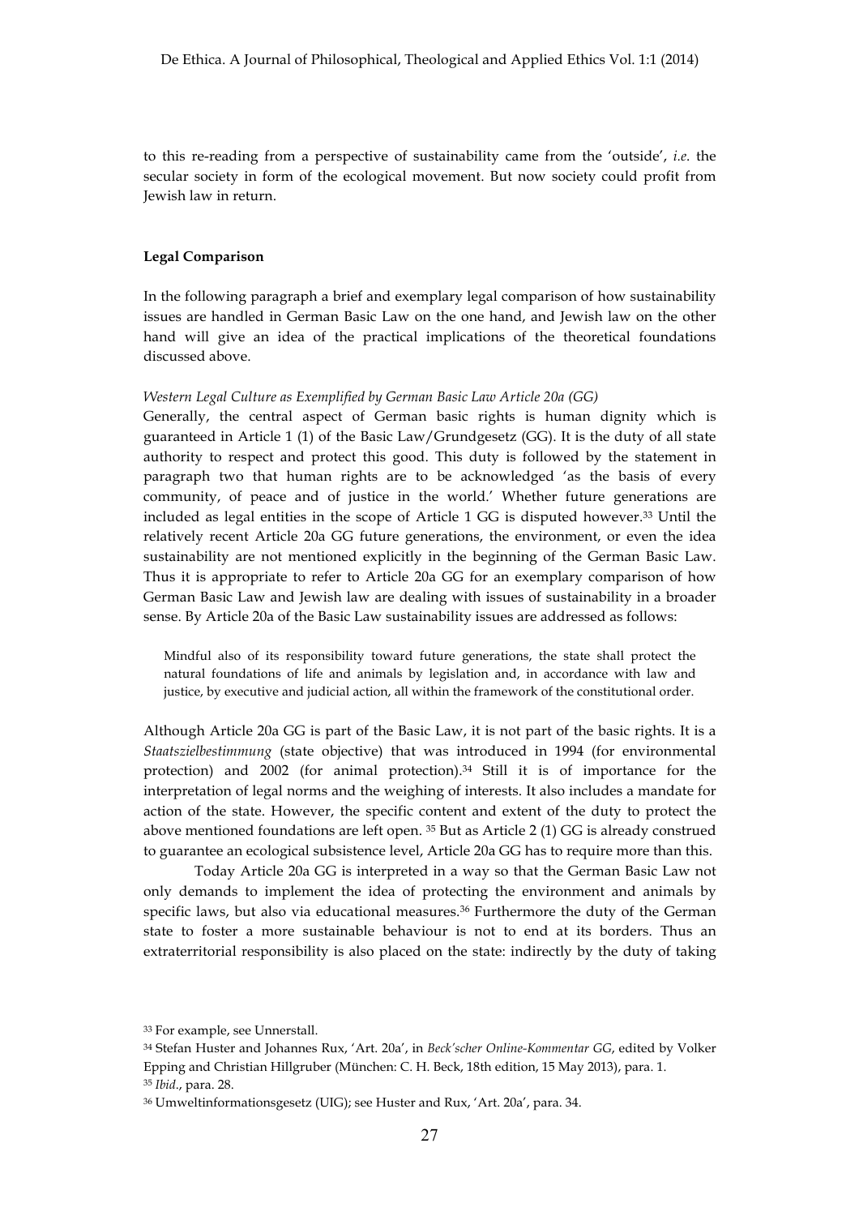to this re-reading from a perspective of sustainability came from the 'outside', *i.e.* the secular society in form of the ecological movement. But now society could profit from Jewish law in return.

### Legal Comparison

In the following paragraph a brief and exemplary legal comparison of how sustainability issues are handled in German Basic Law on the one hand, and Jewish law on the other hand will give an idea of the practical implications of the theoretical foundations discussed above.

#### *Western Legal Culture as Exemplified by German Basic Law Article 20a (GG)*

Generally, the central aspect of German basic rights is human dignity which is guaranteed in Article 1 (1) of the Basic Law/Grundgesetz (GG). It is the duty of all state authority to respect and protect this good. This duty is followed by the statement in paragraph two that human rights are to be acknowledged 'as the basis of every community, of peace and of justice in the world.' Whether future generations are included as legal entities in the scope of Article 1 GG is disputed however.[33] Until the relatively recent Article 20a GG future generations, the environment, or even the idea sustainability are not mentioned explicitly in the beginning of the German Basic Law. Thus it is appropriate to refer to Article 20a GG for an exemplary comparison of how German Basic Law and Jewish law are dealing with issues of sustainability in a broader sense. By Article 20a of the Basic Law sustainability issues are addressed as follows:

> Mindful also of its responsibility toward future generations, the state shall protect the natural foundations of life and animals by legislation and, in accordance with law and justice, by executive and judicial action, all within the framework of the constitutional order.

Although Article 20a GG is part of the Basic Law, it is not part of the basic rights. It is a *Staatszielbestimmung* (state objective) that was introduced in 1994 (for environmental protection) and 2002 (for animal protection).[34] Still it is of importance for the interpretation of legal norms and the weighing of interests. It also includes a mandate for action of the state. However, the specific content and extent of the duty to protect the above mentioned foundations are left open. [35] But as Article 2 (1) GG is already construed to guarantee an ecological subsistence level, Article 20a GG has to require more than this.

Today Article 20a GG is interpreted in a way so that the German Basic Law not only demands to implement the idea of protecting the environment and animals by specific laws, but also via educational measures.[36] Furthermore the duty of the German state to foster a more sustainable behaviour is not to end at its borders. Thus an extraterritorial responsibility is also placed on the state: indirectly by the duty of taking

---

[33] For example, see Unnerstall.

[34] Stefan Huster and Johannes Rux, 'Art. 20a', in *Beck'scher Online-Kommentar GG*, edited by Volker Epping and Christian Hillgruber (München: C. H. Beck, 18th edition, 15 May 2013), para. 1.

[35] *Ibid*., para. 28.

[36] Umweltinformationsgesetz (UIG); see Huster and Rux, 'Art. 20a', para. 34.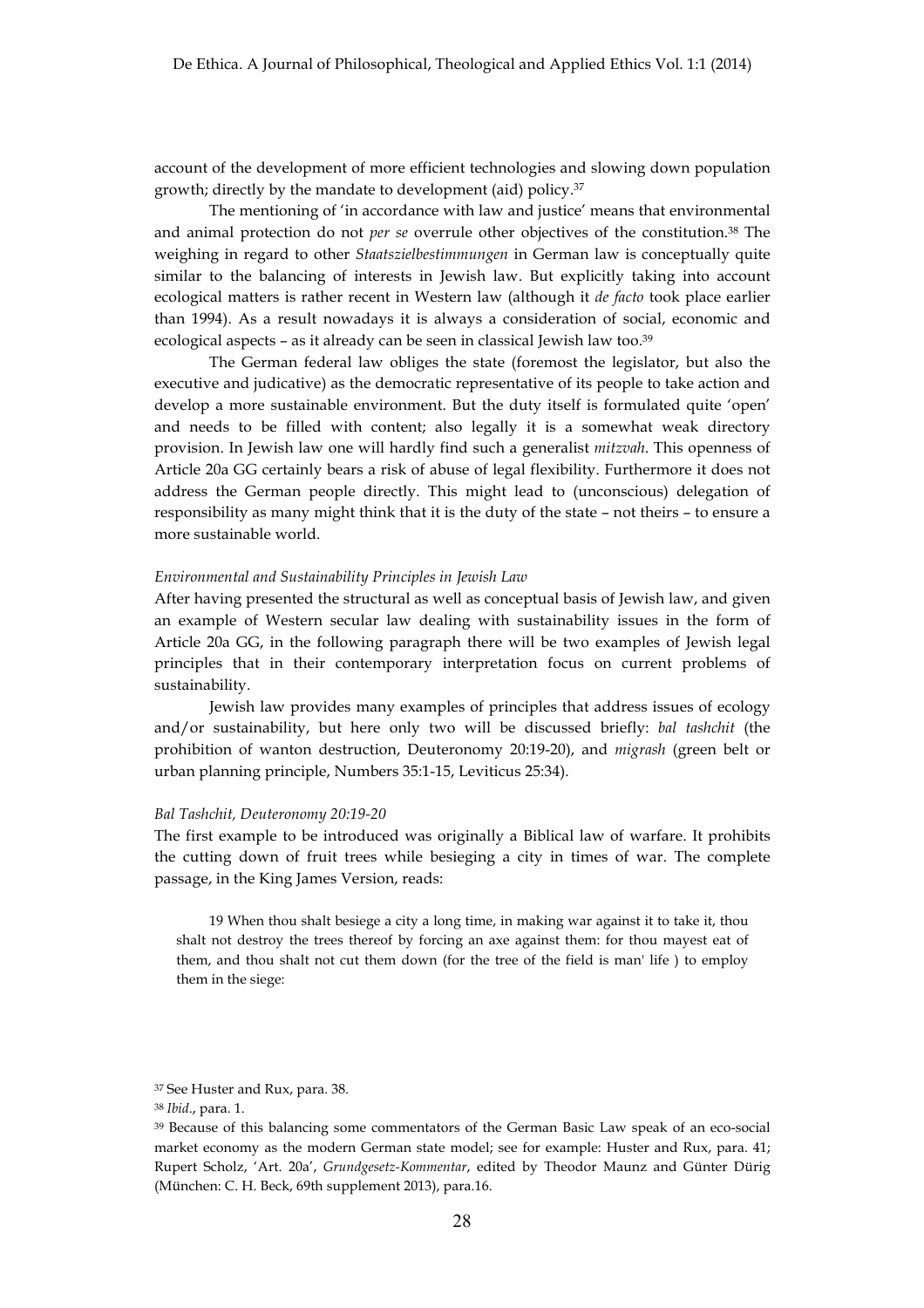account of the development of more efficient technologies and slowing down population growth; directly by the mandate to development (aid) policy.[37]

The mentioning of 'in accordance with law and justice' means that environmental and animal protection do not *per se* overrule other objectives of the constitution.[38] The weighing in regard to other *Staatszielbestimmungen* in German law is conceptually quite similar to the balancing of interests in Jewish law. But explicitly taking into account ecological matters is rather recent in Western law (although it *de facto* took place earlier than 1994). As a result nowadays it is always a consideration of social, economic and ecological aspects – as it already can be seen in classical Jewish law too.[39]

The German federal law obliges the state (foremost the legislator, but also the executive and judicative) as the democratic representative of its people to take action and develop a more sustainable environment. But the duty itself is formulated quite 'open' and needs to be filled with content; also legally it is a somewhat weak directory provision. In Jewish law one will hardly find such a generalist *mitzvah*. This openness of Article 20a GG certainly bears a risk of abuse of legal flexibility. Furthermore it does not address the German people directly. This might lead to (unconscious) delegation of responsibility as many might think that it is the duty of the state – not theirs – to ensure a more sustainable world.

### *Environmental and Sustainability Principles in Jewish Law*

After having presented the structural as well as conceptual basis of Jewish law, and given an example of Western secular law dealing with sustainability issues in the form of Article 20a GG, in the following paragraph there will be two examples of Jewish legal principles that in their contemporary interpretation focus on current problems of sustainability.

Jewish law provides many examples of principles that address issues of ecology and/or sustainability, but here only two will be discussed briefly: *bal tashchit* (the prohibition of wanton destruction, Deuteronomy 20:19-20), and *migrash* (green belt or urban planning principle, Numbers 35:1-15, Leviticus 25:34).

### *Bal Tashchit, Deuteronomy 20:19-20*

The first example to be introduced was originally a Biblical law of warfare. It prohibits the cutting down of fruit trees while besieging a city in times of war. The complete passage, in the King James Version, reads:

> 19 When thou shalt besiege a city a long time, in making war against it to take it, thou shalt not destroy the trees thereof by forcing an axe against them: for thou mayest eat of them, and thou shalt not cut them down (for the tree of the field is man' life ) to employ them in the siege:

---

[37] See Huster and Rux, para. 38.

[38] *Ibid*., para. 1.

[39] Because of this balancing some commentators of the German Basic Law speak of an eco-social market economy as the modern German state model; see for example: Huster and Rux, para. 41; Rupert Scholz, 'Art. 20a', *Grundgesetz-Kommentar*, edited by Theodor Maunz and Günter Dürig (München: C. H. Beck, 69th supplement 2013), para.16.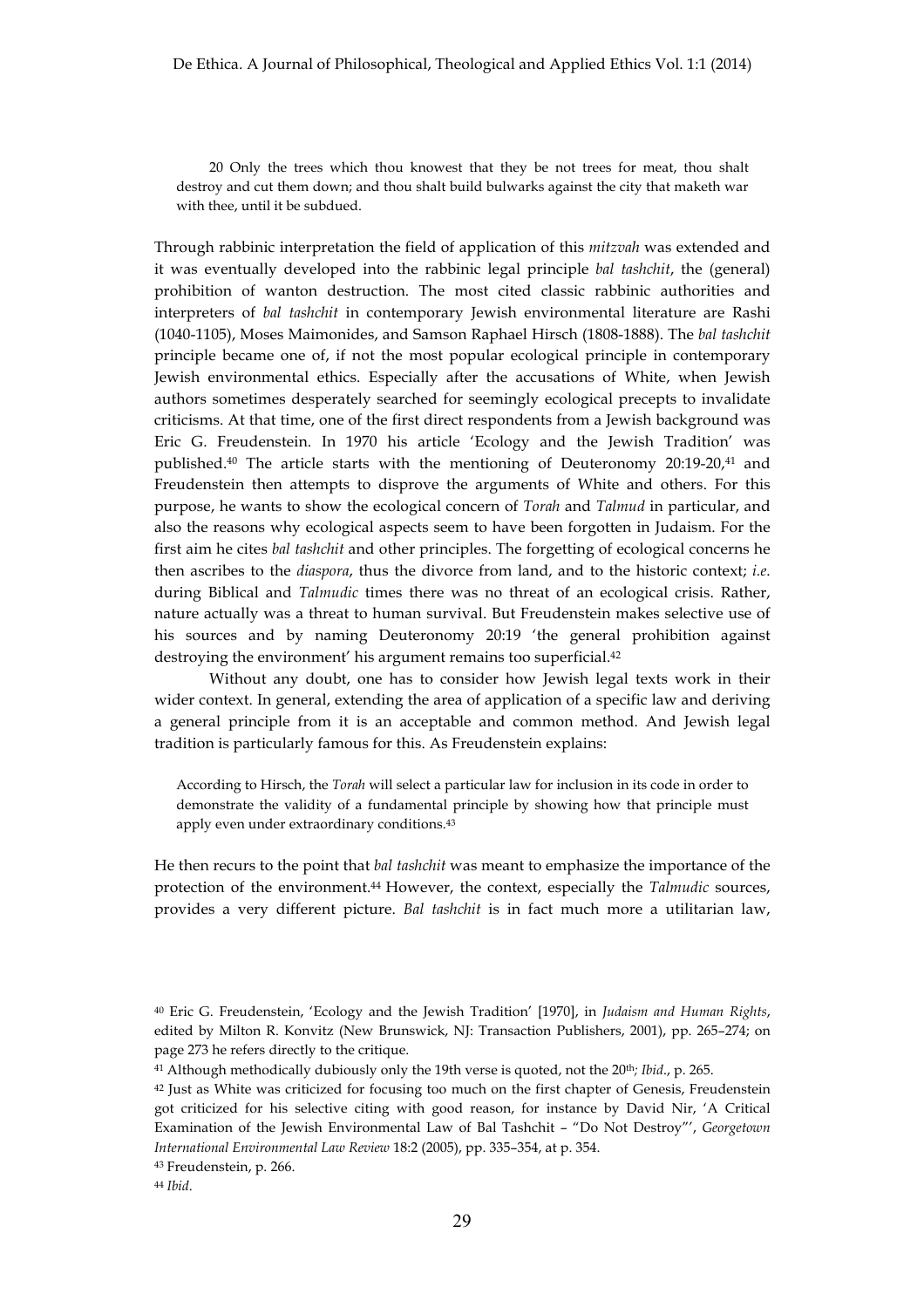> 20 Only the trees which thou knowest that they be not trees for meat, thou shalt destroy and cut them down; and thou shalt build bulwarks against the city that maketh war with thee, until it be subdued.

Through rabbinic interpretation the field of application of this *mitzvah* was extended and it was eventually developed into the rabbinic legal principle *bal tashchit*, the (general) prohibition of wanton destruction. The most cited classic rabbinic authorities and interpreters of *bal tashchit* in contemporary Jewish environmental literature are Rashi (1040-1105), Moses Maimonides, and Samson Raphael Hirsch (1808-1888). The *bal tashchit* principle became one of, if not the most popular ecological principle in contemporary Jewish environmental ethics. Especially after the accusations of White, when Jewish authors sometimes desperately searched for seemingly ecological precepts to invalidate criticisms. At that time, one of the first direct respondents from a Jewish background was Eric G. Freudenstein. In 1970 his article 'Ecology and the Jewish Tradition' was published.[40] The article starts with the mentioning of Deuteronomy 20:19-20,[41] and Freudenstein then attempts to disprove the arguments of White and others. For this purpose, he wants to show the ecological concern of *Torah* and *Talmud* in particular, and also the reasons why ecological aspects seem to have been forgotten in Judaism. For the first aim he cites *bal tashchit* and other principles. The forgetting of ecological concerns he then ascribes to the *diaspora*, thus the divorce from land, and to the historic context; *i.e.* during Biblical and *Talmudic* times there was no threat of an ecological crisis. Rather, nature actually was a threat to human survival. But Freudenstein makes selective use of his sources and by naming Deuteronomy 20:19 'the general prohibition against destroying the environment' his argument remains too superficial.[42]

Without any doubt, one has to consider how Jewish legal texts work in their wider context. In general, extending the area of application of a specific law and deriving a general principle from it is an acceptable and common method. And Jewish legal tradition is particularly famous for this. As Freudenstein explains:

> According to Hirsch, the *Torah* will select a particular law for inclusion in its code in order to demonstrate the validity of a fundamental principle by showing how that principle must apply even under extraordinary conditions.[43]

He then recurs to the point that *bal tashchit* was meant to emphasize the importance of the protection of the environment.[44] However, the context, especially the *Talmudic* sources, provides a very different picture. *Bal tashchit* is in fact much more a utilitarian law,

---

[40] Eric G. Freudenstein, 'Ecology and the Jewish Tradition' [1970], in *Judaism and Human Rights*, edited by Milton R. Konvitz (New Brunswick, NJ: Transaction Publishers, 2001), pp. 265–274; on page 273 he refers directly to the critique.

[41] Although methodically dubiously only the 19th verse is quoted, not the 20th; *Ibid*., p. 265.

[42] Just as White was criticized for focusing too much on the first chapter of Genesis, Freudenstein got criticized for his selective citing with good reason, for instance by David Nir, 'A Critical Examination of the Jewish Environmental Law of Bal Tashchit – "Do Not Destroy"', *Georgetown International Environmental Law Review* 18:2 (2005), pp. 335–354, at p. 354.

[43] Freudenstein, p. 266.

[44] *Ibid*.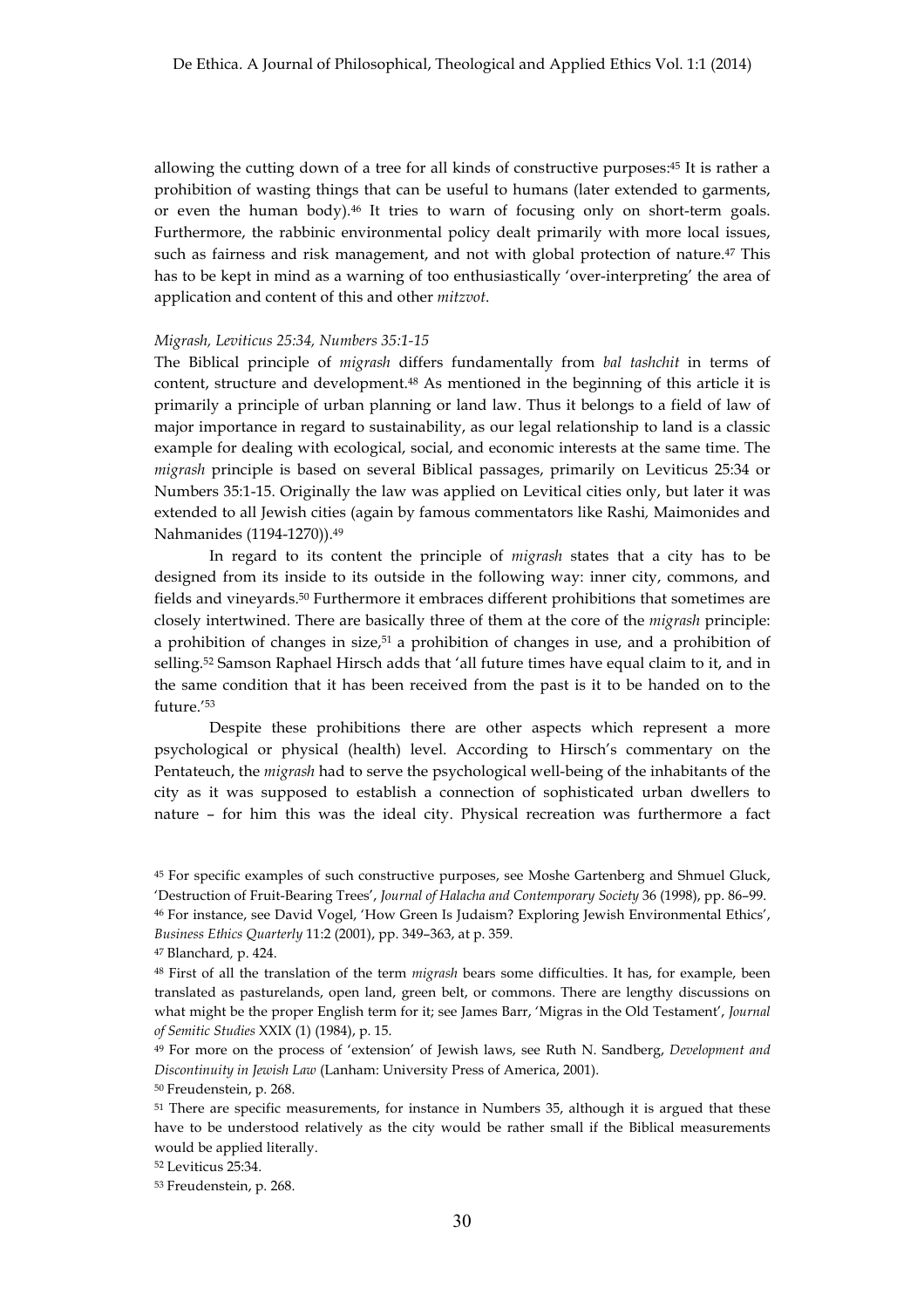allowing the cutting down of a tree for all kinds of constructive purposes:[45] It is rather a prohibition of wasting things that can be useful to humans (later extended to garments, or even the human body).[46] It tries to warn of focusing only on short-term goals. Furthermore, the rabbinic environmental policy dealt primarily with more local issues, such as fairness and risk management, and not with global protection of nature.[47] This has to be kept in mind as a warning of too enthusiastically 'over-interpreting' the area of application and content of this and other *mitzvot*.

*Migrash, Leviticus 25:34, Numbers 35:1-15*

The Biblical principle of *migrash* differs fundamentally from *bal tashchit* in terms of content, structure and development.[48] As mentioned in the beginning of this article it is primarily a principle of urban planning or land law. Thus it belongs to a field of law of major importance in regard to sustainability, as our legal relationship to land is a classic example for dealing with ecological, social, and economic interests at the same time. The *migrash* principle is based on several Biblical passages, primarily on Leviticus 25:34 or Numbers 35:1-15. Originally the law was applied on Levitical cities only, but later it was extended to all Jewish cities (again by famous commentators like Rashi, Maimonides and Nahmanides (1194-1270)).[49]

In regard to its content the principle of *migrash* states that a city has to be designed from its inside to its outside in the following way: inner city, commons, and fields and vineyards.[50] Furthermore it embraces different prohibitions that sometimes are closely intertwined. There are basically three of them at the core of the *migrash* principle: a prohibition of changes in size,[51] a prohibition of changes in use, and a prohibition of selling.[52] Samson Raphael Hirsch adds that 'all future times have equal claim to it, and in the same condition that it has been received from the past is it to be handed on to the future.'[53]

Despite these prohibitions there are other aspects which represent a more psychological or physical (health) level. According to Hirsch's commentary on the Pentateuch, the *migrash* had to serve the psychological well-being of the inhabitants of the city as it was supposed to establish a connection of sophisticated urban dwellers to nature – for him this was the ideal city. Physical recreation was furthermore a fact

---

[45] For specific examples of such constructive purposes, see Moshe Gartenberg and Shmuel Gluck, 'Destruction of Fruit-Bearing Trees', *Journal of Halacha and Contemporary Society* 36 (1998), pp. 86–99.

[46] For instance, see David Vogel, 'How Green Is Judaism? Exploring Jewish Environmental Ethics', *Business Ethics Quarterly* 11:2 (2001), pp. 349–363, at p. 359.

[47] Blanchard, p. 424.

[48] First of all the translation of the term *migrash* bears some difficulties. It has, for example, been translated as pasturelands, open land, green belt, or commons. There are lengthy discussions on what might be the proper English term for it; see James Barr, 'Migras in the Old Testament', *Journal of Semitic Studies* XXIX (1) (1984), p. 15.

[49] For more on the process of 'extension' of Jewish laws, see Ruth N. Sandberg, *Development and Discontinuity in Jewish Law* (Lanham: University Press of America, 2001).

[50] Freudenstein, p. 268.

[51] There are specific measurements, for instance in Numbers 35, although it is argued that these have to be understood relatively as the city would be rather small if the Biblical measurements would be applied literally.

[52] Leviticus 25:34.

[53] Freudenstein, p. 268.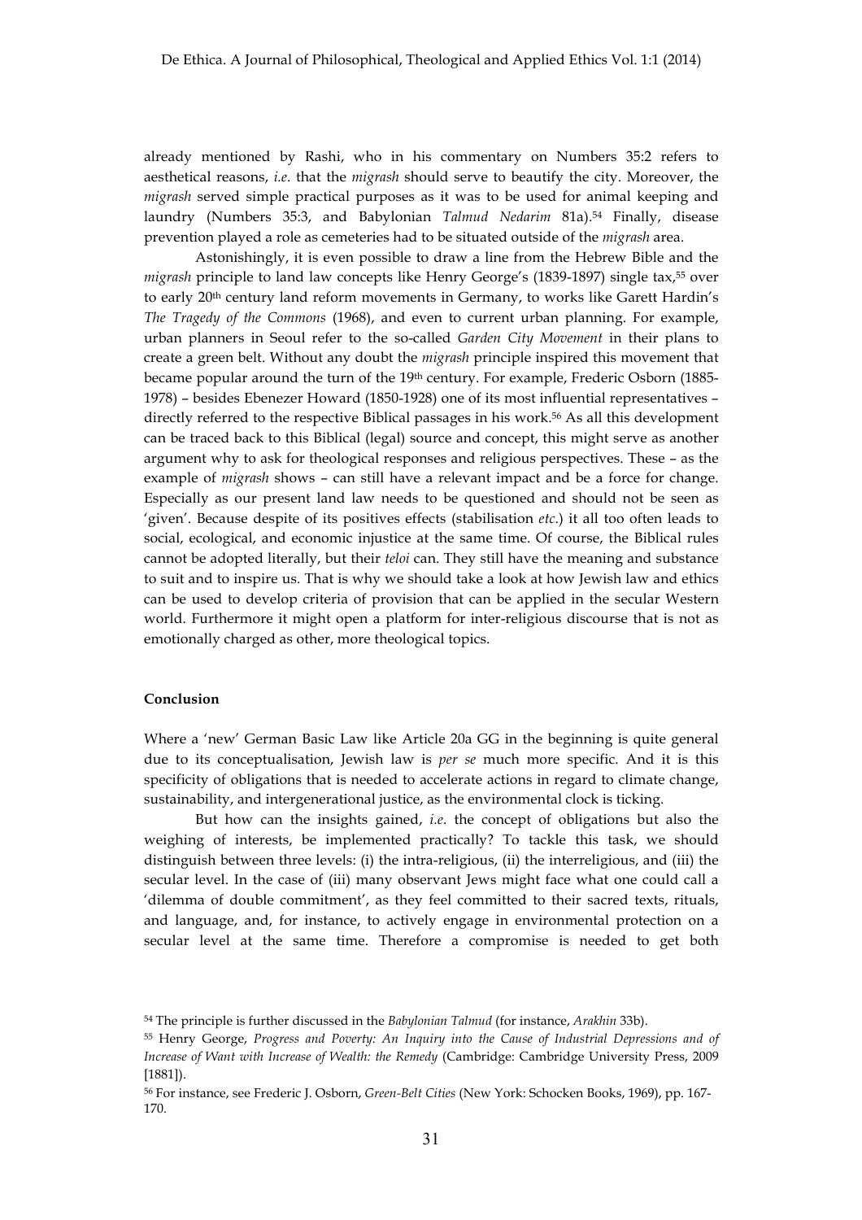already mentioned by Rashi, who in his commentary on Numbers 35:2 refers to aesthetical reasons, *i.e.* that the *migrash* should serve to beautify the city. Moreover, the *migrash* served simple practical purposes as it was to be used for animal keeping and laundry (Numbers 35:3, and Babylonian *Talmud Nedarim* 81a).[54] Finally, disease prevention played a role as cemeteries had to be situated outside of the *migrash* area.

Astonishingly, it is even possible to draw a line from the Hebrew Bible and the *migrash* principle to land law concepts like Henry George's (1839-1897) single tax,[55] over to early 20th century land reform movements in Germany, to works like Garett Hardin's *The Tragedy of the Commons* (1968), and even to current urban planning. For example, urban planners in Seoul refer to the so-called *Garden City Movement* in their plans to create a green belt. Without any doubt the *migrash* principle inspired this movement that became popular around the turn of the 19th century. For example, Frederic Osborn (1885-1978) – besides Ebenezer Howard (1850-1928) one of its most influential representatives – directly referred to the respective Biblical passages in his work.[56] As all this development can be traced back to this Biblical (legal) source and concept, this might serve as another argument why to ask for theological responses and religious perspectives. These – as the example of *migrash* shows – can still have a relevant impact and be a force for change. Especially as our present land law needs to be questioned and should not be seen as 'given'. Because despite of its positives effects (stabilisation *etc.*) it all too often leads to social, ecological, and economic injustice at the same time. Of course, the Biblical rules cannot be adopted literally, but their *teloi* can. They still have the meaning and substance to suit and to inspire us. That is why we should take a look at how Jewish law and ethics can be used to develop criteria of provision that can be applied in the secular Western world. Furthermore it might open a platform for inter-religious discourse that is not as emotionally charged as other, more theological topics.

## Conclusion

Where a 'new' German Basic Law like Article 20a GG in the beginning is quite general due to its conceptualisation, Jewish law is *per se* much more specific. And it is this specificity of obligations that is needed to accelerate actions in regard to climate change, sustainability, and intergenerational justice, as the environmental clock is ticking.

But how can the insights gained, *i.e.* the concept of obligations but also the weighing of interests, be implemented practically? To tackle this task, we should distinguish between three levels: (i) the intra-religious, (ii) the interreligious, and (iii) the secular level. In the case of (iii) many observant Jews might face what one could call a 'dilemma of double commitment', as they feel committed to their sacred texts, rituals, and language, and, for instance, to actively engage in environmental protection on a secular level at the same time. Therefore a compromise is needed to get both

---

[54] The principle is further discussed in the *Babylonian Talmud* (for instance, *Arakhin* 33b).

[55] Henry George, *Progress and Poverty: An Inquiry into the Cause of Industrial Depressions and of Increase of Want with Increase of Wealth: the Remedy* (Cambridge: Cambridge University Press, 2009 [1881]).

[56] For instance, see Frederic J. Osborn, *Green-Belt Cities* (New York: Schocken Books, 1969), pp. 167-170.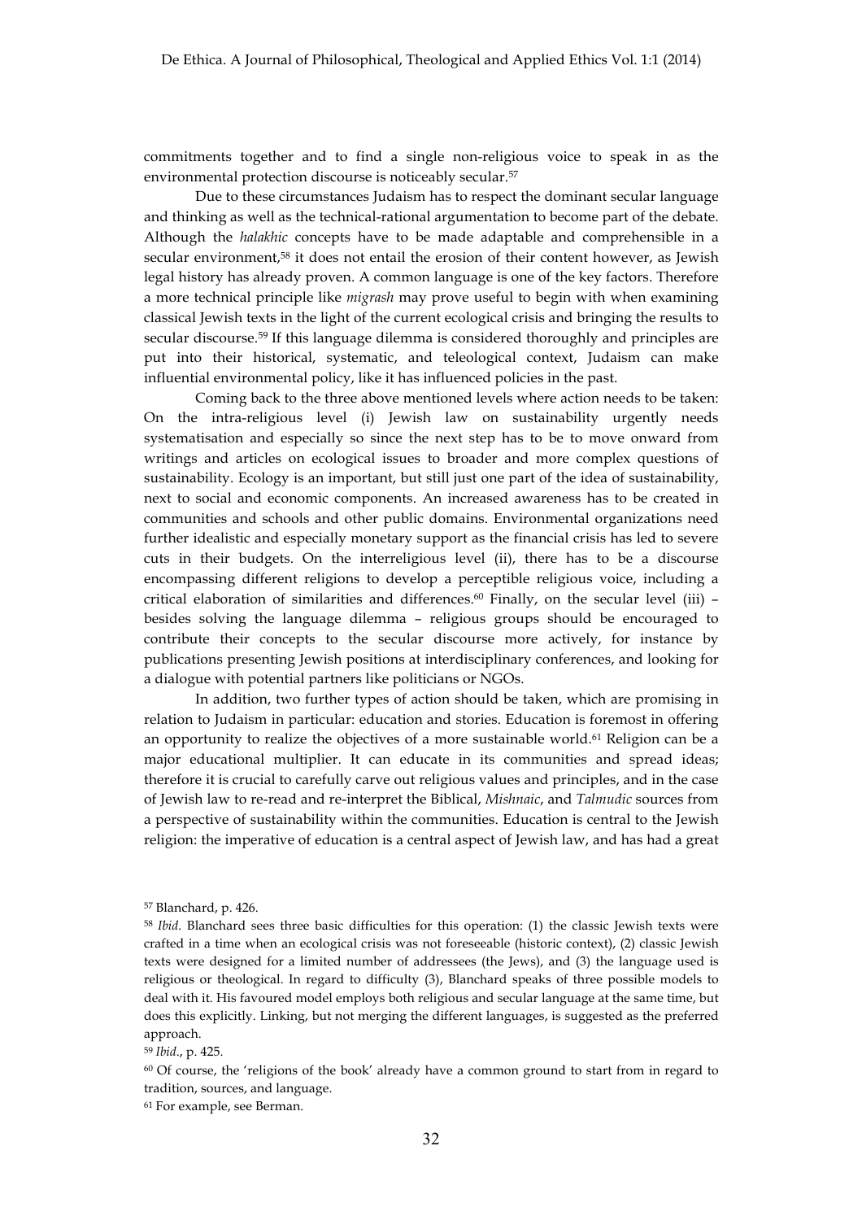commitments together and to find a single non-religious voice to speak in as the environmental protection discourse is noticeably secular.[57]

Due to these circumstances Judaism has to respect the dominant secular language and thinking as well as the technical-rational argumentation to become part of the debate. Although the *halakhic* concepts have to be made adaptable and comprehensible in a secular environment,[58] it does not entail the erosion of their content however, as Jewish legal history has already proven. A common language is one of the key factors. Therefore a more technical principle like *migrash* may prove useful to begin with when examining classical Jewish texts in the light of the current ecological crisis and bringing the results to secular discourse.[59] If this language dilemma is considered thoroughly and principles are put into their historical, systematic, and teleological context, Judaism can make influential environmental policy, like it has influenced policies in the past.

Coming back to the three above mentioned levels where action needs to be taken: On the intra-religious level (i) Jewish law on sustainability urgently needs systematisation and especially so since the next step has to be to move onward from writings and articles on ecological issues to broader and more complex questions of sustainability. Ecology is an important, but still just one part of the idea of sustainability, next to social and economic components. An increased awareness has to be created in communities and schools and other public domains. Environmental organizations need further idealistic and especially monetary support as the financial crisis has led to severe cuts in their budgets. On the interreligious level (ii), there has to be a discourse encompassing different religions to develop a perceptible religious voice, including a critical elaboration of similarities and differences.[60] Finally, on the secular level (iii) – besides solving the language dilemma – religious groups should be encouraged to contribute their concepts to the secular discourse more actively, for instance by publications presenting Jewish positions at interdisciplinary conferences, and looking for a dialogue with potential partners like politicians or NGOs.

In addition, two further types of action should be taken, which are promising in relation to Judaism in particular: education and stories. Education is foremost in offering an opportunity to realize the objectives of a more sustainable world.[61] Religion can be a major educational multiplier. It can educate in its communities and spread ideas; therefore it is crucial to carefully carve out religious values and principles, and in the case of Jewish law to re-read and re-interpret the Biblical, *Mishnaic*, and *Talmudic* sources from a perspective of sustainability within the communities. Education is central to the Jewish religion: the imperative of education is a central aspect of Jewish law, and has had a great

---

[57] Blanchard, p. 426.

[58] *Ibid*. Blanchard sees three basic difficulties for this operation: (1) the classic Jewish texts were crafted in a time when an ecological crisis was not foreseeable (historic context), (2) classic Jewish texts were designed for a limited number of addressees (the Jews), and (3) the language used is religious or theological. In regard to difficulty (3), Blanchard speaks of three possible models to deal with it. His favoured model employs both religious and secular language at the same time, but does this explicitly. Linking, but not merging the different languages, is suggested as the preferred approach.

[59] *Ibid*., p. 425.

[60] Of course, the 'religions of the book' already have a common ground to start from in regard to tradition, sources, and language.

[61] For example, see Berman.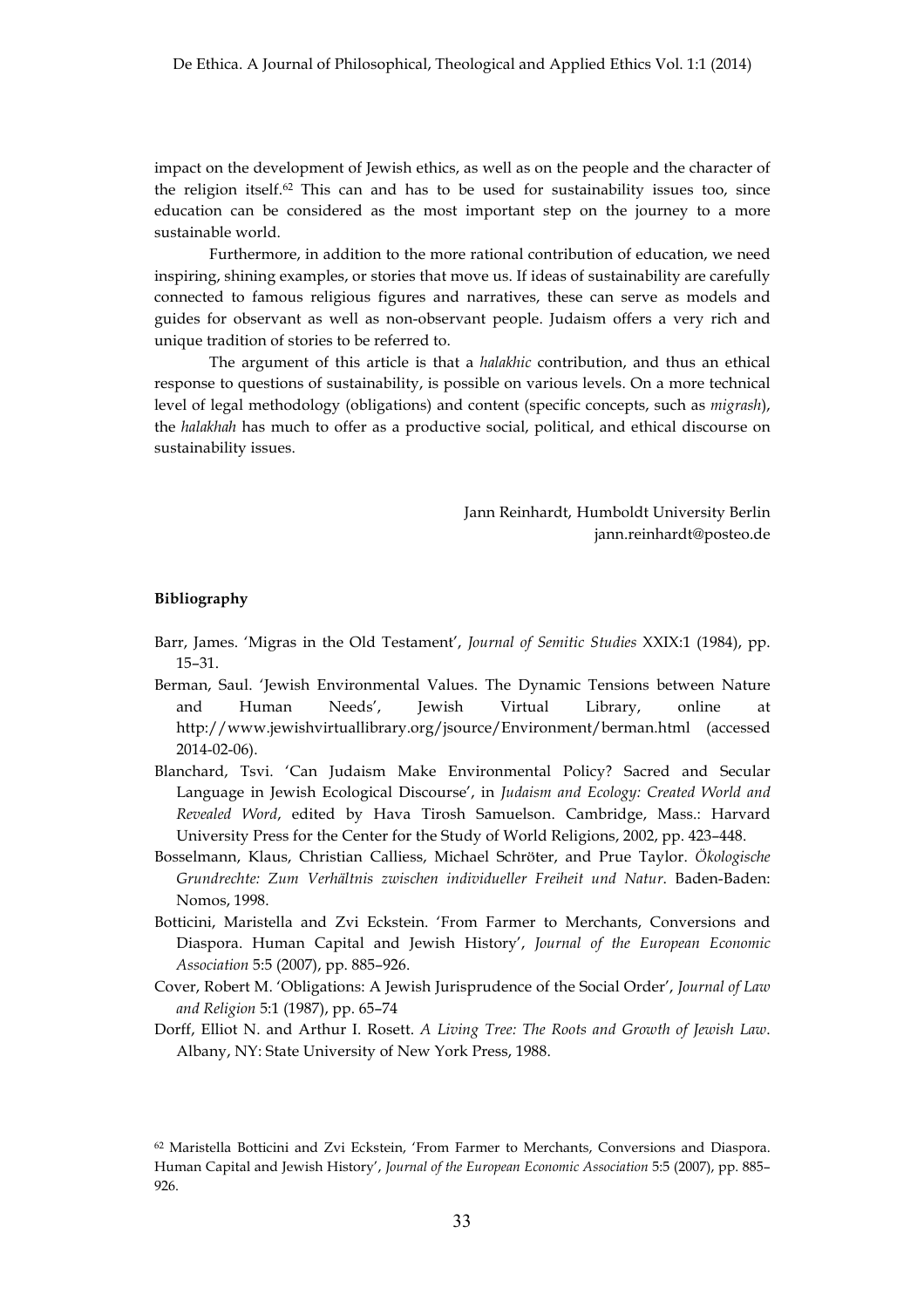impact on the development of Jewish ethics, as well as on the people and the character of the religion itself.[62] This can and has to be used for sustainability issues too, since education can be considered as the most important step on the journey to a more sustainable world.

Furthermore, in addition to the more rational contribution of education, we need inspiring, shining examples, or stories that move us. If ideas of sustainability are carefully connected to famous religious figures and narratives, these can serve as models and guides for observant as well as non-observant people. Judaism offers a very rich and unique tradition of stories to be referred to.

The argument of this article is that a *halakhic* contribution, and thus an ethical response to questions of sustainability, is possible on various levels. On a more technical level of legal methodology (obligations) and content (specific concepts, such as *migrash*), the *halakhah* has much to offer as a productive social, political, and ethical discourse on sustainability issues.

Jann Reinhardt, Humboldt University Berlin
jann.reinhardt@posteo.de

**Bibliography**

Barr, James. 'Migras in the Old Testament', *Journal of Semitic Studies* XXIX:1 (1984), pp. 15–31.

Berman, Saul. 'Jewish Environmental Values. The Dynamic Tensions between Nature and Human Needs', Jewish Virtual Library, online at http://www.jewishvirtuallibrary.org/jsource/Environment/berman.html (accessed 2014-02-06).

Blanchard, Tsvi. 'Can Judaism Make Environmental Policy? Sacred and Secular Language in Jewish Ecological Discourse', in *Judaism and Ecology: Created World and Revealed Word*, edited by Hava Tirosh Samuelson. Cambridge, Mass.: Harvard University Press for the Center for the Study of World Religions, 2002, pp. 423–448.

Bosselmann, Klaus, Christian Calliess, Michael Schröter, and Prue Taylor. *Ökologische Grundrechte: Zum Verhältnis zwischen individueller Freiheit und Natur*. Baden-Baden: Nomos, 1998.

Botticini, Maristella and Zvi Eckstein. 'From Farmer to Merchants, Conversions and Diaspora. Human Capital and Jewish History', *Journal of the European Economic Association* 5:5 (2007), pp. 885–926.

Cover, Robert M. 'Obligations: A Jewish Jurisprudence of the Social Order', *Journal of Law and Religion* 5:1 (1987), pp. 65–74

Dorff, Elliot N. and Arthur I. Rosett. *A Living Tree: The Roots and Growth of Jewish Law*. Albany, NY: State University of New York Press, 1988.

[62] Maristella Botticini and Zvi Eckstein, 'From Farmer to Merchants, Conversions and Diaspora. Human Capital and Jewish History', *Journal of the European Economic Association* 5:5 (2007), pp. 885–926.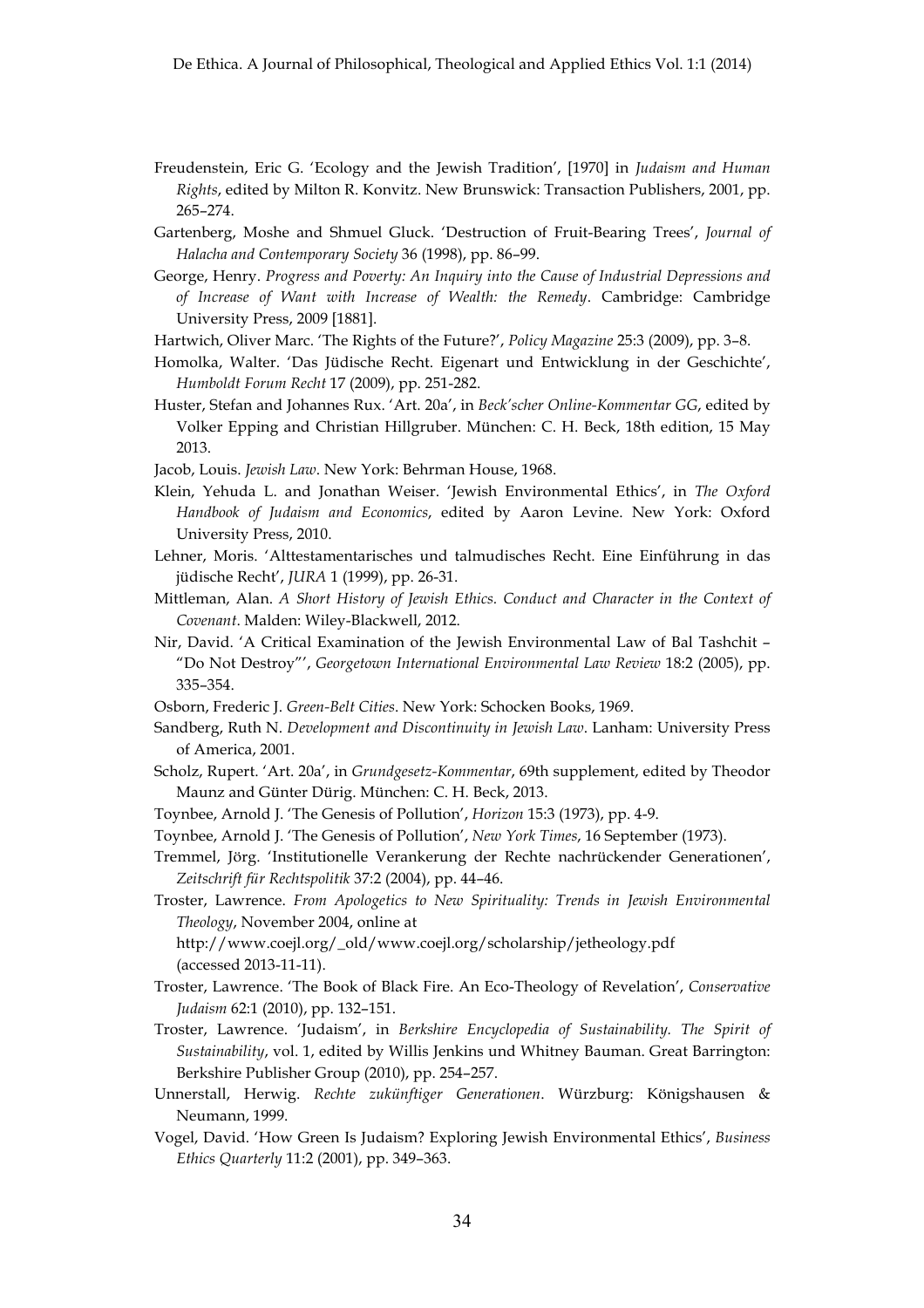Freudenstein, Eric G. 'Ecology and the Jewish Tradition', [1970] in *Judaism and Human Rights*, edited by Milton R. Konvitz. New Brunswick: Transaction Publishers, 2001, pp. 265–274.

Gartenberg, Moshe and Shmuel Gluck. 'Destruction of Fruit-Bearing Trees', *Journal of Halacha and Contemporary Society* 36 (1998), pp. 86–99.

George, Henry. *Progress and Poverty: An Inquiry into the Cause of Industrial Depressions and of Increase of Want with Increase of Wealth: the Remedy*. Cambridge: Cambridge University Press, 2009 [1881].

Hartwich, Oliver Marc. 'The Rights of the Future?', *Policy Magazine* 25:3 (2009), pp. 3–8.

Homolka, Walter. 'Das Jüdische Recht. Eigenart und Entwicklung in der Geschichte', *Humboldt Forum Recht* 17 (2009), pp. 251-282.

Huster, Stefan and Johannes Rux. 'Art. 20a', in *Beck'scher Online-Kommentar GG*, edited by Volker Epping and Christian Hillgruber. München: C. H. Beck, 18th edition, 15 May 2013.

Jacob, Louis. *Jewish Law*. New York: Behrman House, 1968.

Klein, Yehuda L. and Jonathan Weiser. 'Jewish Environmental Ethics', in *The Oxford Handbook of Judaism and Economics*, edited by Aaron Levine. New York: Oxford University Press, 2010.

Lehner, Moris. 'Alttestamentarisches und talmudisches Recht. Eine Einführung in das jüdische Recht', *JURA* 1 (1999), pp. 26-31.

Mittleman, Alan. *A Short History of Jewish Ethics. Conduct and Character in the Context of Covenant*. Malden: Wiley-Blackwell, 2012.

Nir, David. 'A Critical Examination of the Jewish Environmental Law of Bal Tashchit – "Do Not Destroy"', *Georgetown International Environmental Law Review* 18:2 (2005), pp. 335–354.

Osborn, Frederic J. *Green-Belt Cities*. New York: Schocken Books, 1969.

Sandberg, Ruth N. *Development and Discontinuity in Jewish Law*. Lanham: University Press of America, 2001.

Scholz, Rupert. 'Art. 20a', in *Grundgesetz-Kommentar*, 69th supplement, edited by Theodor Maunz and Günter Dürig. München: C. H. Beck, 2013.

Toynbee, Arnold J. 'The Genesis of Pollution', *Horizon* 15:3 (1973), pp. 4-9.

Toynbee, Arnold J. 'The Genesis of Pollution', *New York Times*, 16 September (1973).

Tremmel, Jörg. 'Institutionelle Verankerung der Rechte nachrückender Generationen', *Zeitschrift für Rechtspolitik* 37:2 (2004), pp. 44–46.

Troster, Lawrence. *From Apologetics to New Spirituality: Trends in Jewish Environmental Theology*, November 2004, online at http://www.coejl.org/_old/www.coejl.org/scholarship/jetheology.pdf (accessed 2013-11-11).

Troster, Lawrence. 'The Book of Black Fire. An Eco-Theology of Revelation', *Conservative Judaism* 62:1 (2010), pp. 132–151.

Troster, Lawrence. 'Judaism', in *Berkshire Encyclopedia of Sustainability. The Spirit of Sustainability*, vol. 1, edited by Willis Jenkins und Whitney Bauman. Great Barrington: Berkshire Publisher Group (2010), pp. 254–257.

Unnerstall, Herwig. *Rechte zukünftiger Generationen*. Würzburg: Königshausen & Neumann, 1999.

Vogel, David. 'How Green Is Judaism? Exploring Jewish Environmental Ethics', *Business Ethics Quarterly* 11:2 (2001), pp. 349–363.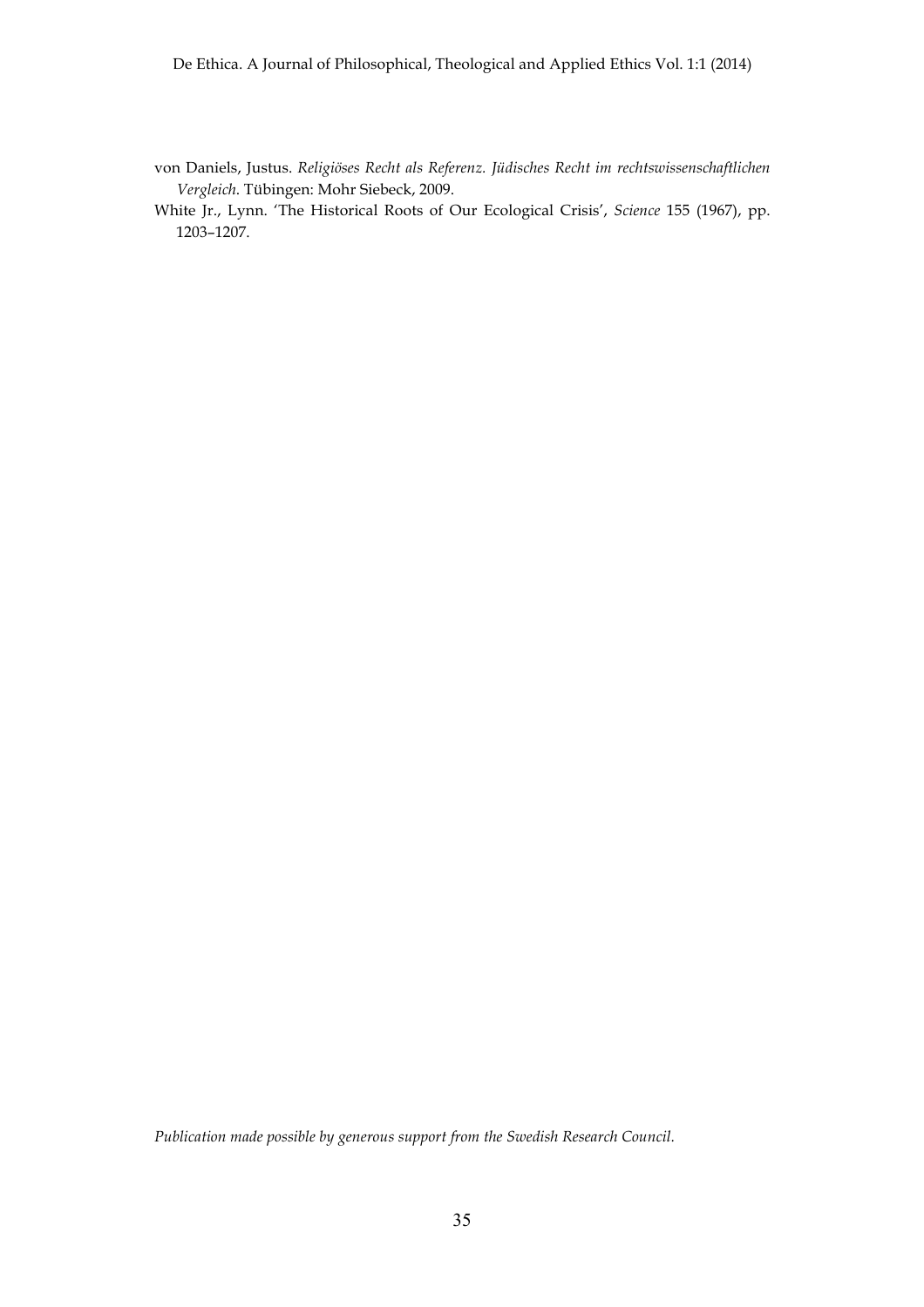von Daniels, Justus. *Religiöses Recht als Referenz. Jüdisches Recht im rechtswissenschaftlichen Vergleich*. Tübingen: Mohr Siebeck, 2009.

White Jr., Lynn. 'The Historical Roots of Our Ecological Crisis', *Science* 155 (1967), pp. 1203–1207.

*Publication made possible by generous support from the Swedish Research Council.*